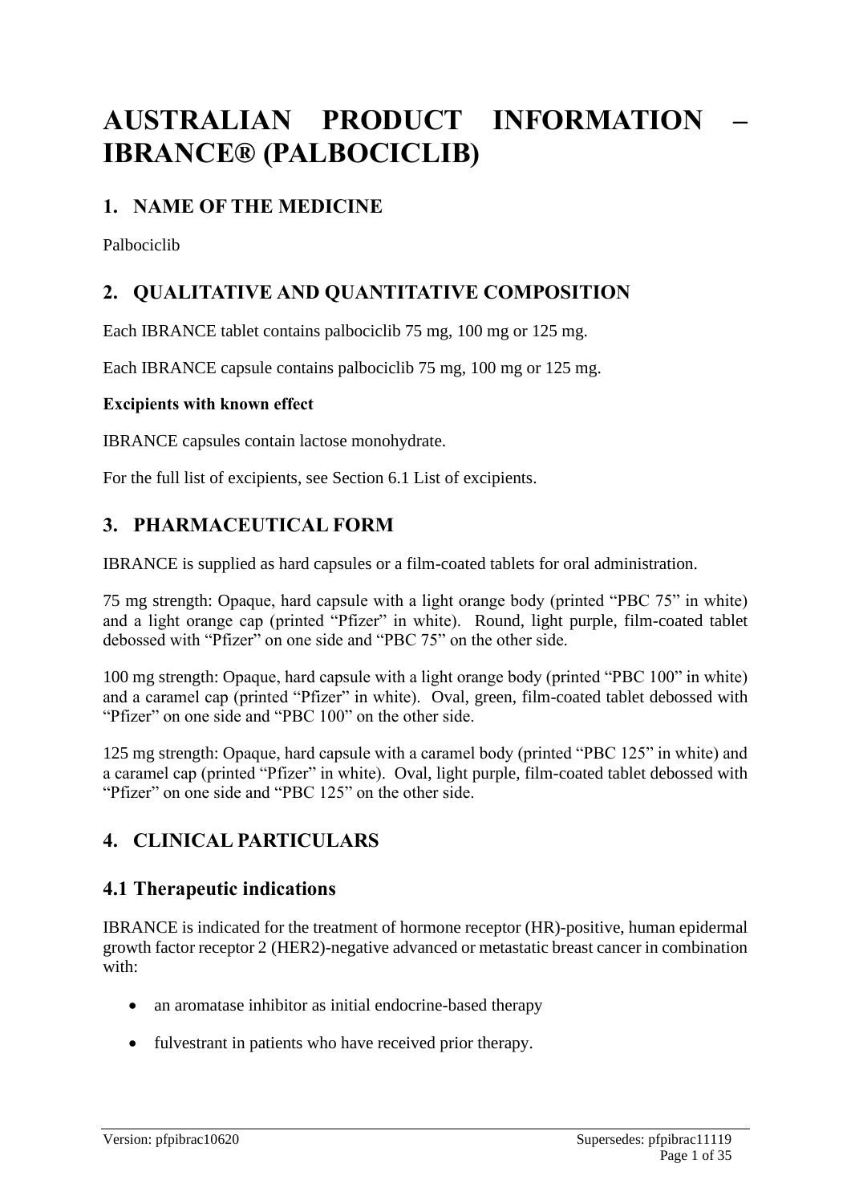# AUSTRALIAN PRODUCT INFORMATION – IBRANCE® (PALBOCICLIB)

## 1. NAME OF THE MEDICINE

Palbociclib

## 2. QUALITATIVE AND QUANTITATIVE COMPOSITION

Each IBRANCE tablet contains palbociclib 75 mg, 100 mg or 125 mg.

Each IBRANCE capsule contains palbociclib 75 mg, 100 mg or 125 mg.

**Excipients with known effect**

IBRANCE capsules contain lactose monohydrate.

For the full list of excipients, see Section 6.1 List of excipients.

## 3. PHARMACEUTICAL FORM

IBRANCE is supplied as hard capsules or a film-coated tablets for oral administration.

75 mg strength: Opaque, hard capsule with a light orange body (printed "PBC 75" in white) and a light orange cap (printed "Pfizer" in white). Round, light purple, film-coated tablet debossed with "Pfizer" on one side and "PBC 75" on the other side.

100 mg strength: Opaque, hard capsule with a light orange body (printed "PBC 100" in white) and a caramel cap (printed "Pfizer" in white). Oval, green, film-coated tablet debossed with "Pfizer" on one side and "PBC 100" on the other side.

125 mg strength: Opaque, hard capsule with a caramel body (printed "PBC 125" in white) and a caramel cap (printed "Pfizer" in white). Oval, light purple, film-coated tablet debossed with "Pfizer" on one side and "PBC 125" on the other side.

## 4. CLINICAL PARTICULARS

### 4.1 Therapeutic indications

IBRANCE is indicated for the treatment of hormone receptor (HR)-positive, human epidermal growth factor receptor 2 (HER2)-negative advanced or metastatic breast cancer in combination with:

- an aromatase inhibitor as initial endocrine-based therapy
- fulvestrant in patients who have received prior therapy.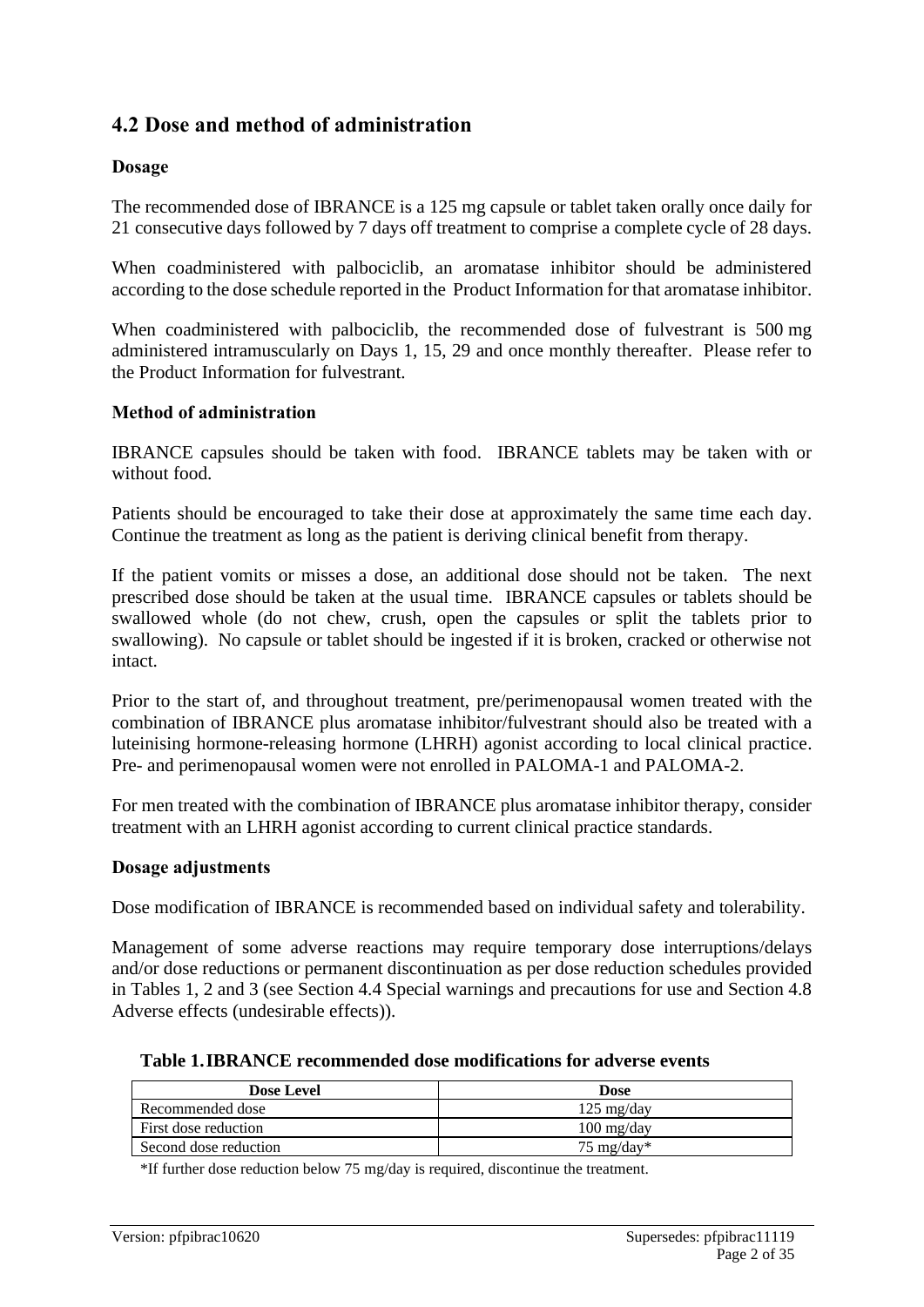## 4.2 Dose and method of administration

### Dosage

The recommended dose of IBRANCE is a 125 mg capsule or tablet taken orally once daily for 21 consecutive days followed by 7 days off treatment to comprise a complete cycle of 28 days.

When coadministered with palbociclib, an aromatase inhibitor should be administered according to the dose schedule reported in the Product Information for that aromatase inhibitor.

When coadministered with palbociclib, the recommended dose of fulvestrant is 500 mg administered intramuscularly on Days 1, 15, 29 and once monthly thereafter. Please refer to the Product Information for fulvestrant.

### Method of administration

IBRANCE capsules should be taken with food. IBRANCE tablets may be taken with or without food.

Patients should be encouraged to take their dose at approximately the same time each day. Continue the treatment as long as the patient is deriving clinical benefit from therapy.

If the patient vomits or misses a dose, an additional dose should not be taken. The next prescribed dose should be taken at the usual time. IBRANCE capsules or tablets should be swallowed whole (do not chew, crush, open the capsules or split the tablets prior to swallowing). No capsule or tablet should be ingested if it is broken, cracked or otherwise not intact.

Prior to the start of, and throughout treatment, pre/perimenopausal women treated with the combination of IBRANCE plus aromatase inhibitor/fulvestrant should also be treated with a luteinising hormone-releasing hormone (LHRH) agonist according to local clinical practice. Pre- and perimenopausal women were not enrolled in PALOMA-1 and PALOMA-2.

For men treated with the combination of IBRANCE plus aromatase inhibitor therapy, consider treatment with an LHRH agonist according to current clinical practice standards.

### Dosage adjustments

Dose modification of IBRANCE is recommended based on individual safety and tolerability.

Management of some adverse reactions may require temporary dose interruptions/delays and/or dose reductions or permanent discontinuation as per dose reduction schedules provided in Tables 1, 2 and 3 (see Section 4.4 Special warnings and precautions for use and Section 4.8 Adverse effects (undesirable effects)).

**Table 1. IBRANCE recommended dose modifications for adverse events**

| Dose Level | Dose |
|---|---|
| Recommended dose | 125 mg/day |
| First dose reduction | 100 mg/day |
| Second dose reduction | 75 mg/day* |

*If further dose reduction below 75 mg/day is required, discontinue the treatment.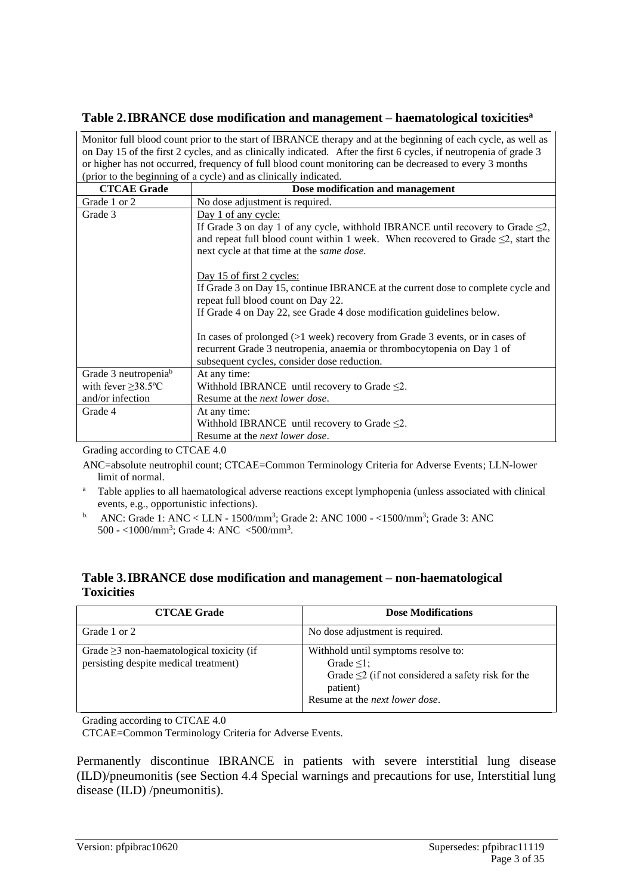### Table 2. IBRANCE dose modification and management – haematological toxicities[a]

| Monitor full blood count prior to the start of IBRANCE therapy and at the beginning of each cycle, as well as on Day 15 of the first 2 cycles, and as clinically indicated. After the first 6 cycles, if neutropenia of grade 3 or higher has not occurred, frequency of full blood count monitoring can be decreased to every 3 months (prior to the beginning of a cycle) and as clinically indicated. | |
|---|---|
| **CTCAE Grade** | **Dose modification and management** |
| Grade 1 or 2 | No dose adjustment is required. |
| Grade 3 | Day 1 of any cycle:<br>If Grade 3 on day 1 of any cycle, withhold IBRANCE until recovery to Grade ≤2, and repeat full blood count within 1 week. When recovered to Grade ≤2, start the next cycle at that time at the *same dose.*<br><br>Day 15 of first 2 cycles:<br>If Grade 3 on Day 15, continue IBRANCE at the current dose to complete cycle and repeat full blood count on Day 22.<br>If Grade 4 on Day 22, see Grade 4 dose modification guidelines below.<br><br>In cases of prolonged (>1 week) recovery from Grade 3 events, or in cases of recurrent Grade 3 neutropenia, anaemia or thrombocytopenia on Day 1 of subsequent cycles, consider dose reduction. |
| Grade 3 neutropenia[b] with fever ≥38.5ºC and/or infection | At any time:<br>Withhold IBRANCE until recovery to Grade ≤2.<br>Resume at the *next lower dose*. |
| Grade 4 | At any time:<br>Withhold IBRANCE until recovery to Grade ≤2.<br>Resume at the *next lower dose*. |

Grading according to CTCAE 4.0

ANC=absolute neutrophil count; CTCAE=Common Terminology Criteria for Adverse Events; LLN-lower limit of normal.

[a] Table applies to all haematological adverse reactions except lymphopenia (unless associated with clinical events, e.g., opportunistic infections).

[b.] ANC: Grade 1: ANC < LLN - 1500/mm$^3$; Grade 2: ANC 1000 - <1500/mm$^3$; Grade 3: ANC 500 - <1000/mm$^3$; Grade 4: ANC <500/mm$^3$.

### Table 3. IBRANCE dose modification and management – non-haematological Toxicities

| CTCAE Grade | Dose Modifications |
|---|---|
| Grade 1 or 2 | No dose adjustment is required. |
| Grade ≥3 non-haematological toxicity (if persisting despite medical treatment) | Withhold until symptoms resolve to:<br>Grade ≤1;<br>Grade ≤2 (if not considered a safety risk for the patient)<br>Resume at the *next lower dose*. |

Grading according to CTCAE 4.0

CTCAE=Common Terminology Criteria for Adverse Events.

Permanently discontinue IBRANCE in patients with severe interstitial lung disease (ILD)/pneumonitis (see Section 4.4 Special warnings and precautions for use, Interstitial lung disease (ILD) /pneumonitis).

Version: pfpibrac10620 Supersedes: pfpibrac11119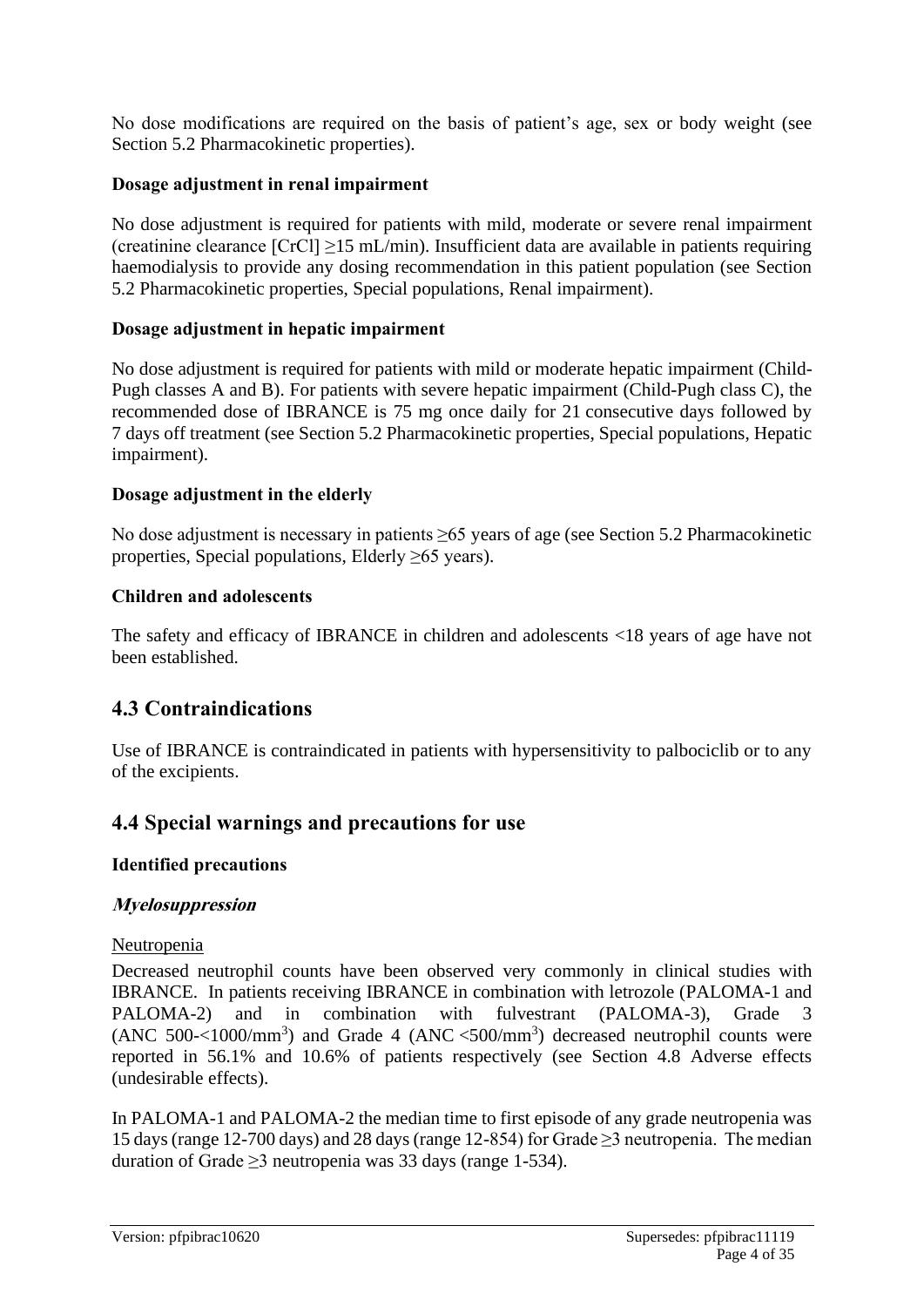No dose modifications are required on the basis of patient's age, sex or body weight (see Section 5.2 Pharmacokinetic properties).

**Dosage adjustment in renal impairment**

No dose adjustment is required for patients with mild, moderate or severe renal impairment (creatinine clearance [CrCl] ≥15 mL/min). Insufficient data are available in patients requiring haemodialysis to provide any dosing recommendation in this patient population (see Section 5.2 Pharmacokinetic properties, Special populations, Renal impairment).

**Dosage adjustment in hepatic impairment**

No dose adjustment is required for patients with mild or moderate hepatic impairment (Child-Pugh classes A and B). For patients with severe hepatic impairment (Child-Pugh class C), the recommended dose of IBRANCE is 75 mg once daily for 21 consecutive days followed by 7 days off treatment (see Section 5.2 Pharmacokinetic properties, Special populations, Hepatic impairment).

**Dosage adjustment in the elderly**

No dose adjustment is necessary in patients ≥65 years of age (see Section 5.2 Pharmacokinetic properties, Special populations, Elderly ≥65 years).

**Children and adolescents**

The safety and efficacy of IBRANCE in children and adolescents <18 years of age have not been established.

## 4.3 Contraindications

Use of IBRANCE is contraindicated in patients with hypersensitivity to palbociclib or to any of the excipients.

## 4.4 Special warnings and precautions for use

**Identified precautions**

***Myelosuppression***

Neutropenia

Decreased neutrophil counts have been observed very commonly in clinical studies with IBRANCE. In patients receiving IBRANCE in combination with letrozole (PALOMA-1 and PALOMA-2) and in combination with fulvestrant (PALOMA-3), Grade 3 (ANC 500-<1000/mm$^3$) and Grade 4 (ANC <500/mm$^3$) decreased neutrophil counts were reported in 56.1% and 10.6% of patients respectively (see Section 4.8 Adverse effects (undesirable effects).

In PALOMA-1 and PALOMA-2 the median time to first episode of any grade neutropenia was 15 days (range 12-700 days) and 28 days (range 12-854) for Grade ≥3 neutropenia. The median duration of Grade ≥3 neutropenia was 33 days (range 1-534).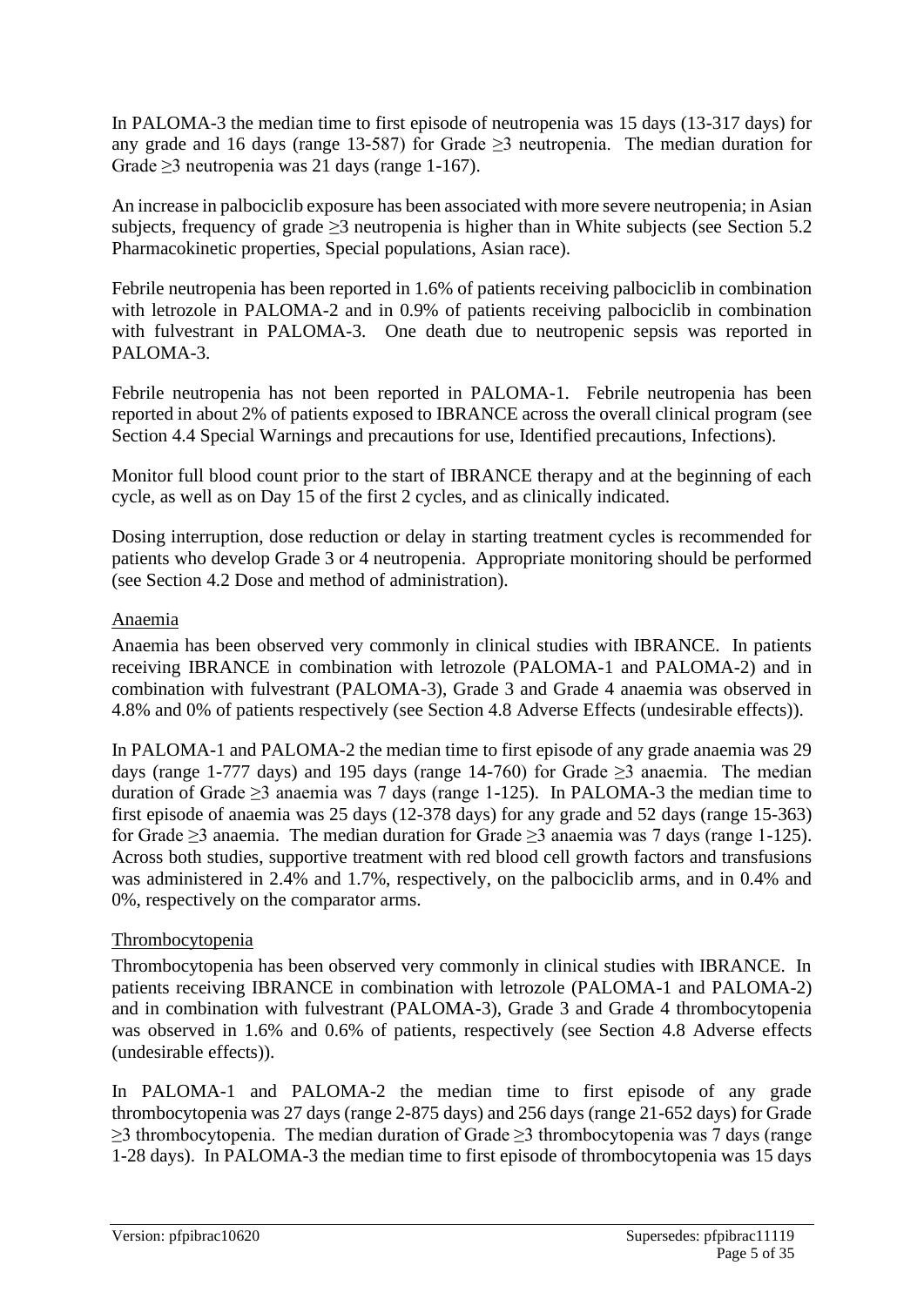In PALOMA-3 the median time to first episode of neutropenia was 15 days (13-317 days) for any grade and 16 days (range 13-587) for Grade ≥3 neutropenia. The median duration for Grade ≥3 neutropenia was 21 days (range 1-167).

An increase in palbociclib exposure has been associated with more severe neutropenia; in Asian subjects, frequency of grade ≥3 neutropenia is higher than in White subjects (see Section 5.2 Pharmacokinetic properties, Special populations, Asian race).

Febrile neutropenia has been reported in 1.6% of patients receiving palbociclib in combination with letrozole in PALOMA-2 and in 0.9% of patients receiving palbociclib in combination with fulvestrant in PALOMA-3. One death due to neutropenic sepsis was reported in PALOMA-3.

Febrile neutropenia has not been reported in PALOMA-1. Febrile neutropenia has been reported in about 2% of patients exposed to IBRANCE across the overall clinical program (see Section 4.4 Special Warnings and precautions for use, Identified precautions, Infections).

Monitor full blood count prior to the start of IBRANCE therapy and at the beginning of each cycle, as well as on Day 15 of the first 2 cycles, and as clinically indicated.

Dosing interruption, dose reduction or delay in starting treatment cycles is recommended for patients who develop Grade 3 or 4 neutropenia. Appropriate monitoring should be performed (see Section 4.2 Dose and method of administration).

Anaemia

Anaemia has been observed very commonly in clinical studies with IBRANCE. In patients receiving IBRANCE in combination with letrozole (PALOMA-1 and PALOMA-2) and in combination with fulvestrant (PALOMA-3), Grade 3 and Grade 4 anaemia was observed in 4.8% and 0% of patients respectively (see Section 4.8 Adverse Effects (undesirable effects)).

In PALOMA-1 and PALOMA-2 the median time to first episode of any grade anaemia was 29 days (range 1-777 days) and 195 days (range 14-760) for Grade ≥3 anaemia. The median duration of Grade ≥3 anaemia was 7 days (range 1-125). In PALOMA-3 the median time to first episode of anaemia was 25 days (12-378 days) for any grade and 52 days (range 15-363) for Grade ≥3 anaemia. The median duration for Grade ≥3 anaemia was 7 days (range 1-125). Across both studies, supportive treatment with red blood cell growth factors and transfusions was administered in 2.4% and 1.7%, respectively, on the palbociclib arms, and in 0.4% and 0%, respectively on the comparator arms.

Thrombocytopenia

Thrombocytopenia has been observed very commonly in clinical studies with IBRANCE. In patients receiving IBRANCE in combination with letrozole (PALOMA-1 and PALOMA-2) and in combination with fulvestrant (PALOMA-3), Grade 3 and Grade 4 thrombocytopenia was observed in 1.6% and 0.6% of patients, respectively (see Section 4.8 Adverse effects (undesirable effects)).

In PALOMA-1 and PALOMA-2 the median time to first episode of any grade thrombocytopenia was 27 days (range 2-875 days) and 256 days (range 21-652 days) for Grade ≥3 thrombocytopenia. The median duration of Grade ≥3 thrombocytopenia was 7 days (range 1-28 days). In PALOMA-3 the median time to first episode of thrombocytopenia was 15 days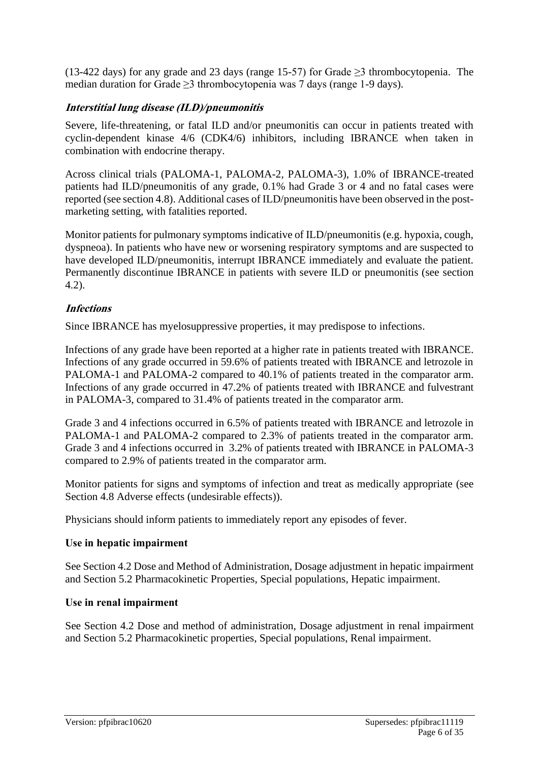(13-422 days) for any grade and 23 days (range 15-57) for Grade ≥3 thrombocytopenia. The median duration for Grade ≥3 thrombocytopenia was 7 days (range 1-9 days).

***Interstitial lung disease (ILD)/pneumonitis***

Severe, life-threatening, or fatal ILD and/or pneumonitis can occur in patients treated with cyclin-dependent kinase 4/6 (CDK4/6) inhibitors, including IBRANCE when taken in combination with endocrine therapy.

Across clinical trials (PALOMA-1, PALOMA-2, PALOMA-3), 1.0% of IBRANCE-treated patients had ILD/pneumonitis of any grade, 0.1% had Grade 3 or 4 and no fatal cases were reported (see section 4.8). Additional cases of ILD/pneumonitis have been observed in the post-marketing setting, with fatalities reported.

Monitor patients for pulmonary symptoms indicative of ILD/pneumonitis (e.g. hypoxia, cough, dyspneoa). In patients who have new or worsening respiratory symptoms and are suspected to have developed ILD/pneumonitis, interrupt IBRANCE immediately and evaluate the patient. Permanently discontinue IBRANCE in patients with severe ILD or pneumonitis (see section 4.2).

***Infections***

Since IBRANCE has myelosuppressive properties, it may predispose to infections.

Infections of any grade have been reported at a higher rate in patients treated with IBRANCE. Infections of any grade occurred in 59.6% of patients treated with IBRANCE and letrozole in PALOMA-1 and PALOMA-2 compared to 40.1% of patients treated in the comparator arm. Infections of any grade occurred in 47.2% of patients treated with IBRANCE and fulvestrant in PALOMA-3, compared to 31.4% of patients treated in the comparator arm.

Grade 3 and 4 infections occurred in 6.5% of patients treated with IBRANCE and letrozole in PALOMA-1 and PALOMA-2 compared to 2.3% of patients treated in the comparator arm. Grade 3 and 4 infections occurred in 3.2% of patients treated with IBRANCE in PALOMA-3 compared to 2.9% of patients treated in the comparator arm.

Monitor patients for signs and symptoms of infection and treat as medically appropriate (see Section 4.8 Adverse effects (undesirable effects)).

Physicians should inform patients to immediately report any episodes of fever.

**Use in hepatic impairment**

See Section 4.2 Dose and Method of Administration, Dosage adjustment in hepatic impairment and Section 5.2 Pharmacokinetic Properties, Special populations, Hepatic impairment.

**Use in renal impairment**

See Section 4.2 Dose and method of administration, Dosage adjustment in renal impairment and Section 5.2 Pharmacokinetic properties, Special populations, Renal impairment.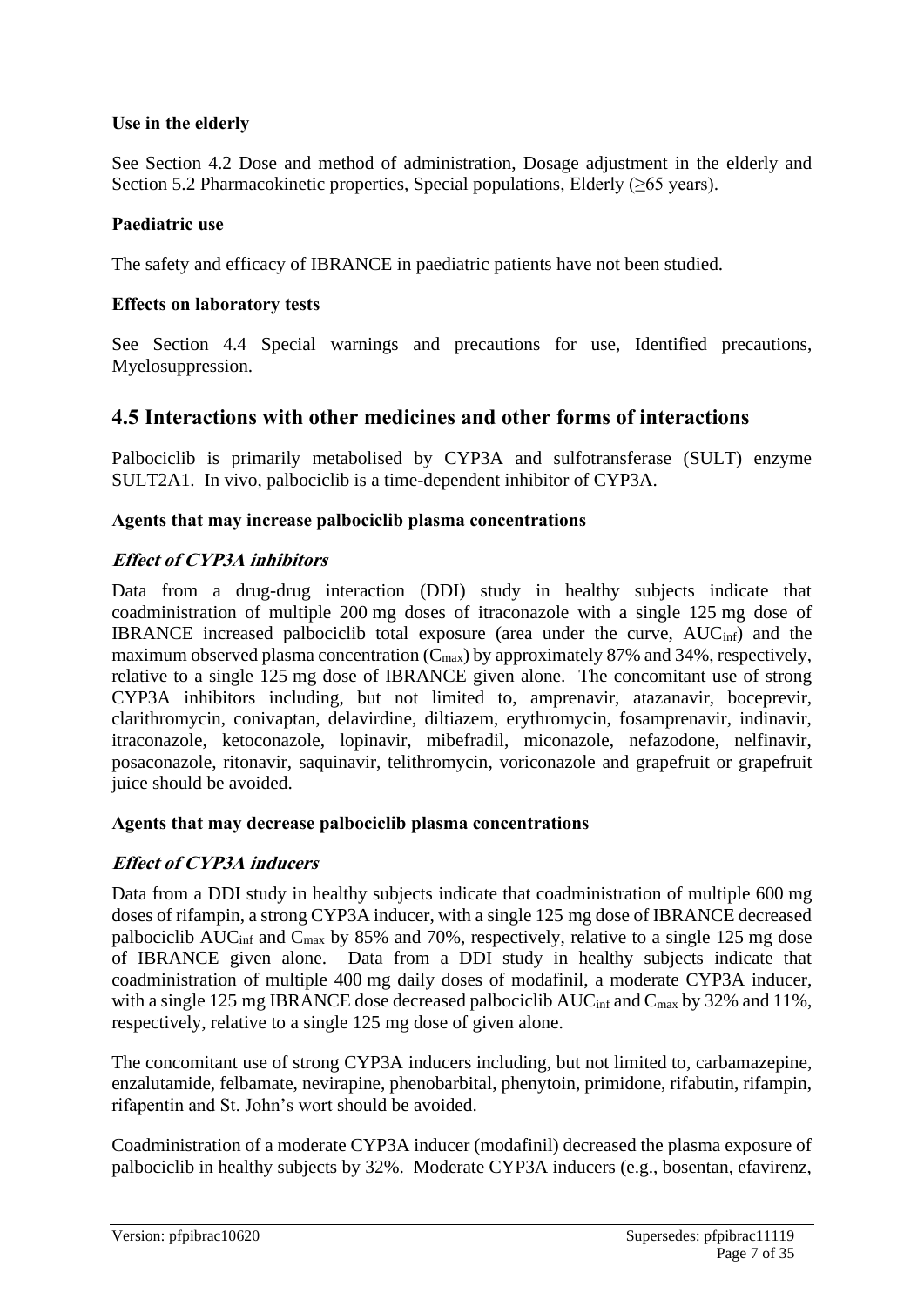**Use in the elderly**

See Section 4.2 Dose and method of administration, Dosage adjustment in the elderly and Section 5.2 Pharmacokinetic properties, Special populations, Elderly (≥65 years).

**Paediatric use**

The safety and efficacy of IBRANCE in paediatric patients have not been studied.

**Effects on laboratory tests**

See Section 4.4 Special warnings and precautions for use, Identified precautions, Myelosuppression.

## 4.5 Interactions with other medicines and other forms of interactions

Palbociclib is primarily metabolised by CYP3A and sulfotransferase (SULT) enzyme SULT2A1. In vivo, palbociclib is a time-dependent inhibitor of CYP3A.

**Agents that may increase palbociclib plasma concentrations**

***Effect of CYP3A inhibitors***

Data from a drug-drug interaction (DDI) study in healthy subjects indicate that coadministration of multiple 200 mg doses of itraconazole with a single 125 mg dose of IBRANCE increased palbociclib total exposure (area under the curve, $AUC_{inf}$) and the maximum observed plasma concentration ($C_{max}$) by approximately 87% and 34%, respectively, relative to a single 125 mg dose of IBRANCE given alone. The concomitant use of strong CYP3A inhibitors including, but not limited to, amprenavir, atazanavir, boceprevir, clarithromycin, conivaptan, delavirdine, diltiazem, erythromycin, fosamprenavir, indinavir, itraconazole, ketoconazole, lopinavir, mibefradil, miconazole, nefazodone, nelfinavir, posaconazole, ritonavir, saquinavir, telithromycin, voriconazole and grapefruit or grapefruit juice should be avoided.

**Agents that may decrease palbociclib plasma concentrations**

***Effect of CYP3A inducers***

Data from a DDI study in healthy subjects indicate that coadministration of multiple 600 mg doses of rifampin, a strong CYP3A inducer, with a single 125 mg dose of IBRANCE decreased palbociclib $AUC_{inf}$ and $C_{max}$ by 85% and 70%, respectively, relative to a single 125 mg dose of IBRANCE given alone. Data from a DDI study in healthy subjects indicate that coadministration of multiple 400 mg daily doses of modafinil, a moderate CYP3A inducer, with a single 125 mg IBRANCE dose decreased palbociclib $AUC_{inf}$ and $C_{max}$ by 32% and 11%, respectively, relative to a single 125 mg dose of given alone.

The concomitant use of strong CYP3A inducers including, but not limited to, carbamazepine, enzalutamide, felbamate, nevirapine, phenobarbital, phenytoin, primidone, rifabutin, rifampin, rifapentin and St. John's wort should be avoided.

Coadministration of a moderate CYP3A inducer (modafinil) decreased the plasma exposure of palbociclib in healthy subjects by 32%. Moderate CYP3A inducers (e.g., bosentan, efavirenz,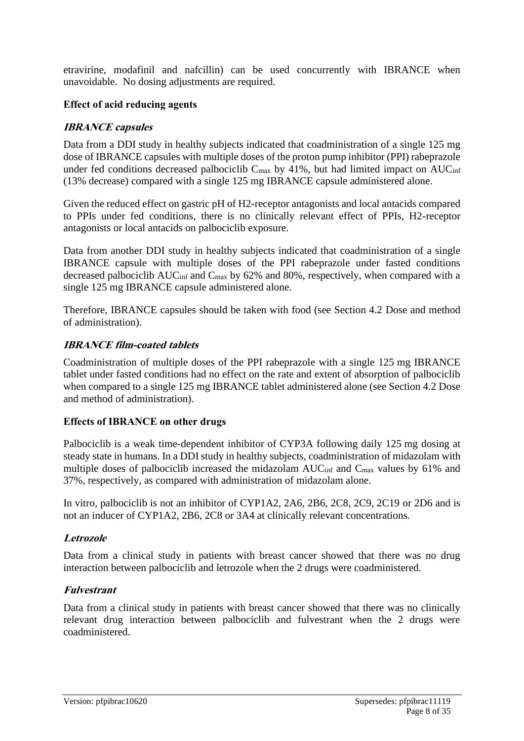etravirine, modafinil and nafcillin) can be used concurrently with IBRANCE when unavoidable. No dosing adjustments are required.

**Effect of acid reducing agents**

***IBRANCE capsules***

Data from a DDI study in healthy subjects indicated that coadministration of a single 125 mg dose of IBRANCE capsules with multiple doses of the proton pump inhibitor (PPI) rabeprazole under fed conditions decreased palbociclib $C_{max}$ by 41%, but had limited impact on $AUC_{inf}$ (13% decrease) compared with a single 125 mg IBRANCE capsule administered alone.

Given the reduced effect on gastric pH of H2-receptor antagonists and local antacids compared to PPIs under fed conditions, there is no clinically relevant effect of PPIs, H2-receptor antagonists or local antacids on palbociclib exposure.

Data from another DDI study in healthy subjects indicated that coadministration of a single IBRANCE capsule with multiple doses of the PPI rabeprazole under fasted conditions decreased palbociclib $AUC_{inf}$ and $C_{max}$ by 62% and 80%, respectively, when compared with a single 125 mg IBRANCE capsule administered alone.

Therefore, IBRANCE capsules should be taken with food (see Section 4.2 Dose and method of administration).

***IBRANCE film-coated tablets***

Coadministration of multiple doses of the PPI rabeprazole with a single 125 mg IBRANCE tablet under fasted conditions had no effect on the rate and extent of absorption of palbociclib when compared to a single 125 mg IBRANCE tablet administered alone (see Section 4.2 Dose and method of administration).

**Effects of IBRANCE on other drugs**

Palbociclib is a weak time-dependent inhibitor of CYP3A following daily 125 mg dosing at steady state in humans. In a DDI study in healthy subjects, coadministration of midazolam with multiple doses of palbociclib increased the midazolam $AUC_{inf}$ and $C_{max}$ values by 61% and 37%, respectively, as compared with administration of midazolam alone.

In vitro, palbociclib is not an inhibitor of CYP1A2, 2A6, 2B6, 2C8, 2C9, 2C19 or 2D6 and is not an inducer of CYP1A2, 2B6, 2C8 or 3A4 at clinically relevant concentrations.

***Letrozole***

Data from a clinical study in patients with breast cancer showed that there was no drug interaction between palbociclib and letrozole when the 2 drugs were coadministered.

***Fulvestrant***

Data from a clinical study in patients with breast cancer showed that there was no clinically relevant drug interaction between palbociclib and fulvestrant when the 2 drugs were coadministered.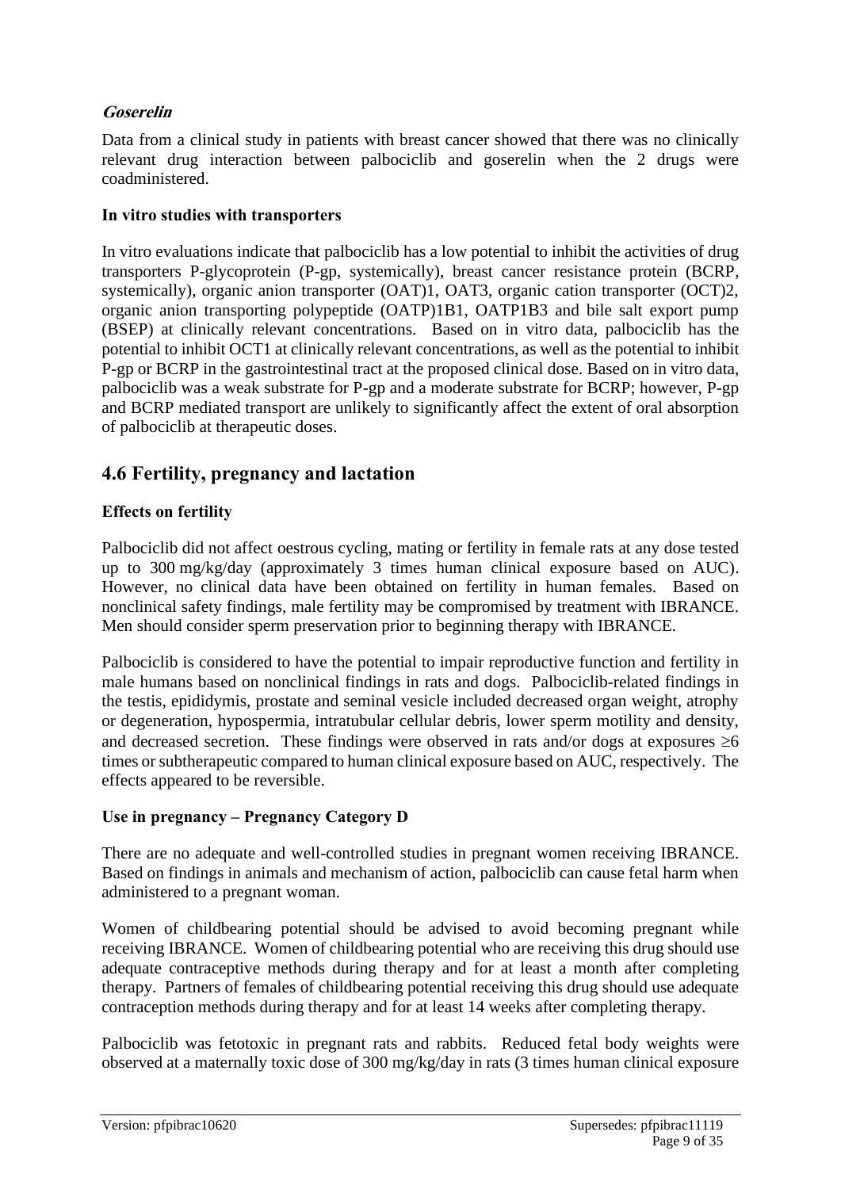***Goserelin***

Data from a clinical study in patients with breast cancer showed that there was no clinically relevant drug interaction between palbociclib and goserelin when the 2 drugs were coadministered.

**In vitro studies with transporters**

In vitro evaluations indicate that palbociclib has a low potential to inhibit the activities of drug transporters P-glycoprotein (P-gp, systemically), breast cancer resistance protein (BCRP, systemically), organic anion transporter (OAT)1, OAT3, organic cation transporter (OCT)2, organic anion transporting polypeptide (OATP)1B1, OATP1B3 and bile salt export pump (BSEP) at clinically relevant concentrations. Based on in vitro data, palbociclib has the potential to inhibit OCT1 at clinically relevant concentrations, as well as the potential to inhibit P-gp or BCRP in the gastrointestinal tract at the proposed clinical dose. Based on in vitro data, palbociclib was a weak substrate for P-gp and a moderate substrate for BCRP; however, P-gp and BCRP mediated transport are unlikely to significantly affect the extent of oral absorption of palbociclib at therapeutic doses.

## 4.6 Fertility, pregnancy and lactation

**Effects on fertility**

Palbociclib did not affect oestrous cycling, mating or fertility in female rats at any dose tested up to 300 mg/kg/day (approximately 3 times human clinical exposure based on AUC). However, no clinical data have been obtained on fertility in human females. Based on nonclinical safety findings, male fertility may be compromised by treatment with IBRANCE. Men should consider sperm preservation prior to beginning therapy with IBRANCE.

Palbociclib is considered to have the potential to impair reproductive function and fertility in male humans based on nonclinical findings in rats and dogs. Palbociclib-related findings in the testis, epididymis, prostate and seminal vesicle included decreased organ weight, atrophy or degeneration, hypospermia, intratubular cellular debris, lower sperm motility and density, and decreased secretion. These findings were observed in rats and/or dogs at exposures ≥6 times or subtherapeutic compared to human clinical exposure based on AUC, respectively. The effects appeared to be reversible.

**Use in pregnancy – Pregnancy Category D**

There are no adequate and well-controlled studies in pregnant women receiving IBRANCE. Based on findings in animals and mechanism of action, palbociclib can cause fetal harm when administered to a pregnant woman.

Women of childbearing potential should be advised to avoid becoming pregnant while receiving IBRANCE. Women of childbearing potential who are receiving this drug should use adequate contraceptive methods during therapy and for at least a month after completing therapy. Partners of females of childbearing potential receiving this drug should use adequate contraception methods during therapy and for at least 14 weeks after completing therapy.

Palbociclib was fetotoxic in pregnant rats and rabbits. Reduced fetal body weights were observed at a maternally toxic dose of 300 mg/kg/day in rats (3 times human clinical exposure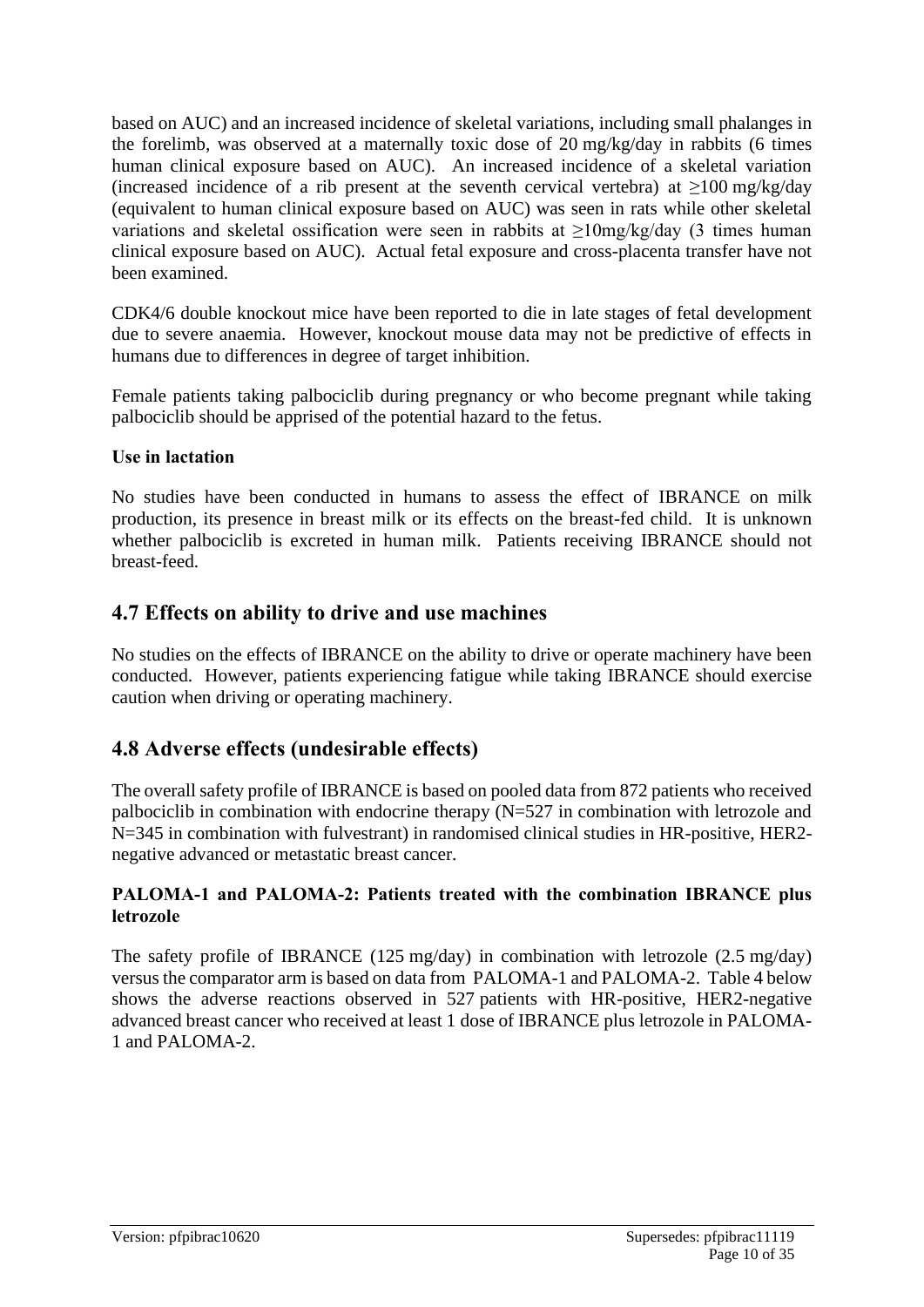based on AUC) and an increased incidence of skeletal variations, including small phalanges in the forelimb, was observed at a maternally toxic dose of 20 mg/kg/day in rabbits (6 times human clinical exposure based on AUC). An increased incidence of a skeletal variation (increased incidence of a rib present at the seventh cervical vertebra) at ≥100 mg/kg/day (equivalent to human clinical exposure based on AUC) was seen in rats while other skeletal variations and skeletal ossification were seen in rabbits at ≥10mg/kg/day (3 times human clinical exposure based on AUC). Actual fetal exposure and cross-placenta transfer have not been examined.

CDK4/6 double knockout mice have been reported to die in late stages of fetal development due to severe anaemia. However, knockout mouse data may not be predictive of effects in humans due to differences in degree of target inhibition.

Female patients taking palbociclib during pregnancy or who become pregnant while taking palbociclib should be apprised of the potential hazard to the fetus.

**Use in lactation**

No studies have been conducted in humans to assess the effect of IBRANCE on milk production, its presence in breast milk or its effects on the breast-fed child. It is unknown whether palbociclib is excreted in human milk. Patients receiving IBRANCE should not breast-feed.

## 4.7 Effects on ability to drive and use machines

No studies on the effects of IBRANCE on the ability to drive or operate machinery have been conducted. However, patients experiencing fatigue while taking IBRANCE should exercise caution when driving or operating machinery.

## 4.8 Adverse effects (undesirable effects)

The overall safety profile of IBRANCE is based on pooled data from 872 patients who received palbociclib in combination with endocrine therapy (N=527 in combination with letrozole and N=345 in combination with fulvestrant) in randomised clinical studies in HR-positive, HER2-negative advanced or metastatic breast cancer.

**PALOMA-1 and PALOMA-2: Patients treated with the combination IBRANCE plus letrozole**

The safety profile of IBRANCE (125 mg/day) in combination with letrozole (2.5 mg/day) versus the comparator arm is based on data from PALOMA-1 and PALOMA-2. Table 4 below shows the adverse reactions observed in 527 patients with HR-positive, HER2-negative advanced breast cancer who received at least 1 dose of IBRANCE plus letrozole in PALOMA-1 and PALOMA-2.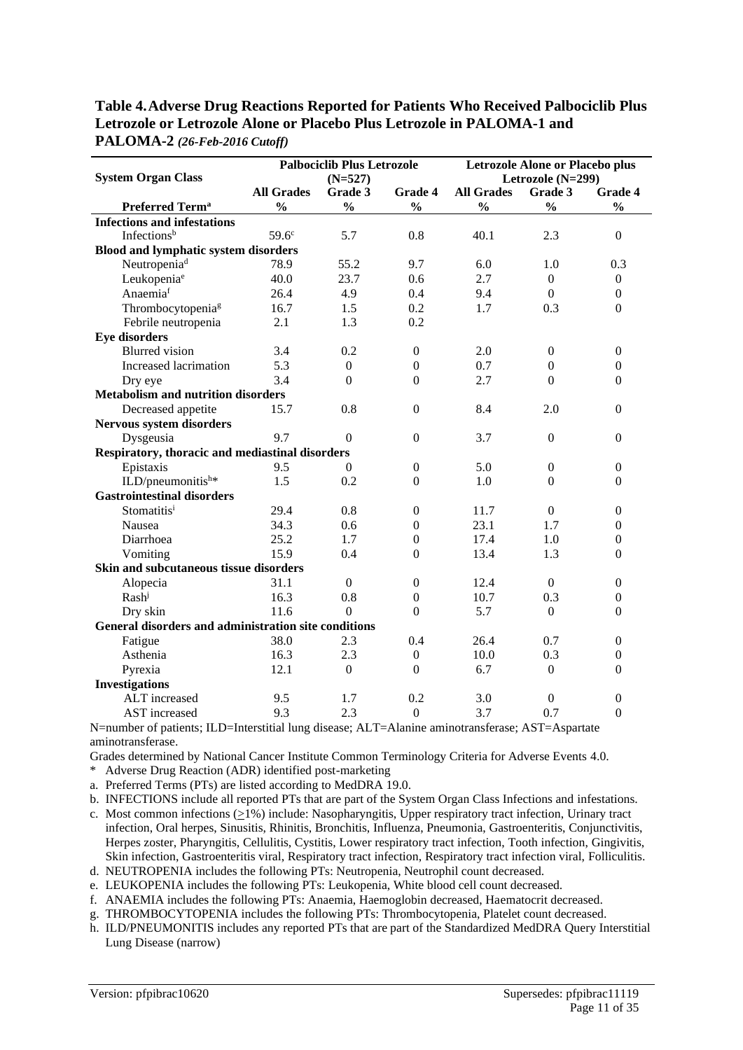**Table 4. Adverse Drug Reactions Reported for Patients Who Received Palbociclib Plus Letrozole or Letrozole Alone or Placebo Plus Letrozole in PALOMA-1 and PALOMA-2** ***(26-Feb-2016 Cutoff)***

| System Organ Class | Palbociclib Plus Letrozole (N=527) | | | Letrozole Alone or Placebo plus Letrozole (N=299) | | |
|---|---|---|---|---|---|---|
| Preferred Term[a] | All Grades % | Grade 3 % | Grade 4 % | All Grades % | Grade 3 % | Grade 4 % |
| **Infections and infestations** | | | | | | |
| Infections[b] | 59.6[c] | 5.7 | 0.8 | 40.1 | 2.3 | 0 |
| **Blood and lymphatic system disorders** | | | | | | |
| Neutropenia[d] | 78.9 | 55.2 | 9.7 | 6.0 | 1.0 | 0.3 |
| Leukopenia[e] | 40.0 | 23.7 | 0.6 | 2.7 | 0 | 0 |
| Anaemia[f] | 26.4 | 4.9 | 0.4 | 9.4 | 0 | 0 |
| Thrombocytopenia[g] | 16.7 | 1.5 | 0.2 | 1.7 | 0.3 | 0 |
| Febrile neutropenia | 2.1 | 1.3 | 0.2 | | | |
| **Eye disorders** | | | | | | |
| Blurred vision | 3.4 | 0.2 | 0 | 2.0 | 0 | 0 |
| Increased lacrimation | 5.3 | 0 | 0 | 0.7 | 0 | 0 |
| Dry eye | 3.4 | 0 | 0 | 2.7 | 0 | 0 |
| **Metabolism and nutrition disorders** | | | | | | |
| Decreased appetite | 15.7 | 0.8 | 0 | 8.4 | 2.0 | 0 |
| **Nervous system disorders** | | | | | | |
| Dysgeusia | 9.7 | 0 | 0 | 3.7 | 0 | 0 |
| **Respiratory, thoracic and mediastinal disorders** | | | | | | |
| Epistaxis | 9.5 | 0 | 0 | 5.0 | 0 | 0 |
| ILD/pneumonitis[h]* | 1.5 | 0.2 | 0 | 1.0 | 0 | 0 |
| **Gastrointestinal disorders** | | | | | | |
| Stomatitis[i] | 29.4 | 0.8 | 0 | 11.7 | 0 | 0 |
| Nausea | 34.3 | 0.6 | 0 | 23.1 | 1.7 | 0 |
| Diarrhoea | 25.2 | 1.7 | 0 | 17.4 | 1.0 | 0 |
| Vomiting | 15.9 | 0.4 | 0 | 13.4 | 1.3 | 0 |
| **Skin and subcutaneous tissue disorders** | | | | | | |
| Alopecia | 31.1 | 0 | 0 | 12.4 | 0 | 0 |
| Rash[j] | 16.3 | 0.8 | 0 | 10.7 | 0.3 | 0 |
| Dry skin | 11.6 | 0 | 0 | 5.7 | 0 | 0 |
| **General disorders and administration site conditions** | | | | | | |
| Fatigue | 38.0 | 2.3 | 0.4 | 26.4 | 0.7 | 0 |
| Asthenia | 16.3 | 2.3 | 0 | 10.0 | 0.3 | 0 |
| Pyrexia | 12.1 | 0 | 0 | 6.7 | 0 | 0 |
| **Investigations** | | | | | | |
| ALT increased | 9.5 | 1.7 | 0.2 | 3.0 | 0 | 0 |
| AST increased | 9.3 | 2.3 | 0 | 3.7 | 0.7 | 0 |

N=number of patients; ILD=Interstitial lung disease; ALT=Alanine aminotransferase; AST=Aspartate aminotransferase.

Grades determined by National Cancer Institute Common Terminology Criteria for Adverse Events 4.0.

\* Adverse Drug Reaction (ADR) identified post-marketing

a. Preferred Terms (PTs) are listed according to MedDRA 19.0.

b. INFECTIONS include all reported PTs that are part of the System Organ Class Infections and infestations.

c. Most common infections (≥1%) include: Nasopharyngitis, Upper respiratory tract infection, Urinary tract infection, Oral herpes, Sinusitis, Rhinitis, Bronchitis, Influenza, Pneumonia, Gastroenteritis, Conjunctivitis, Herpes zoster, Pharyngitis, Cellulitis, Cystitis, Lower respiratory tract infection, Tooth infection, Gingivitis, Skin infection, Gastroenteritis viral, Respiratory tract infection, Respiratory tract infection viral, Folliculitis.

d. NEUTROPENIA includes the following PTs: Neutropenia, Neutrophil count decreased.

e. LEUKOPENIA includes the following PTs: Leukopenia, White blood cell count decreased.

f. ANAEMIA includes the following PTs: Anaemia, Haemoglobin decreased, Haematocrit decreased.

g. THROMBOCYTOPENIA includes the following PTs: Thrombocytopenia, Platelet count decreased.

h. ILD/PNEUMONITIS includes any reported PTs that are part of the Standardized MedDRA Query Interstitial Lung Disease (narrow)

Version: pfpibrac10620 Supersedes: pfpibrac11119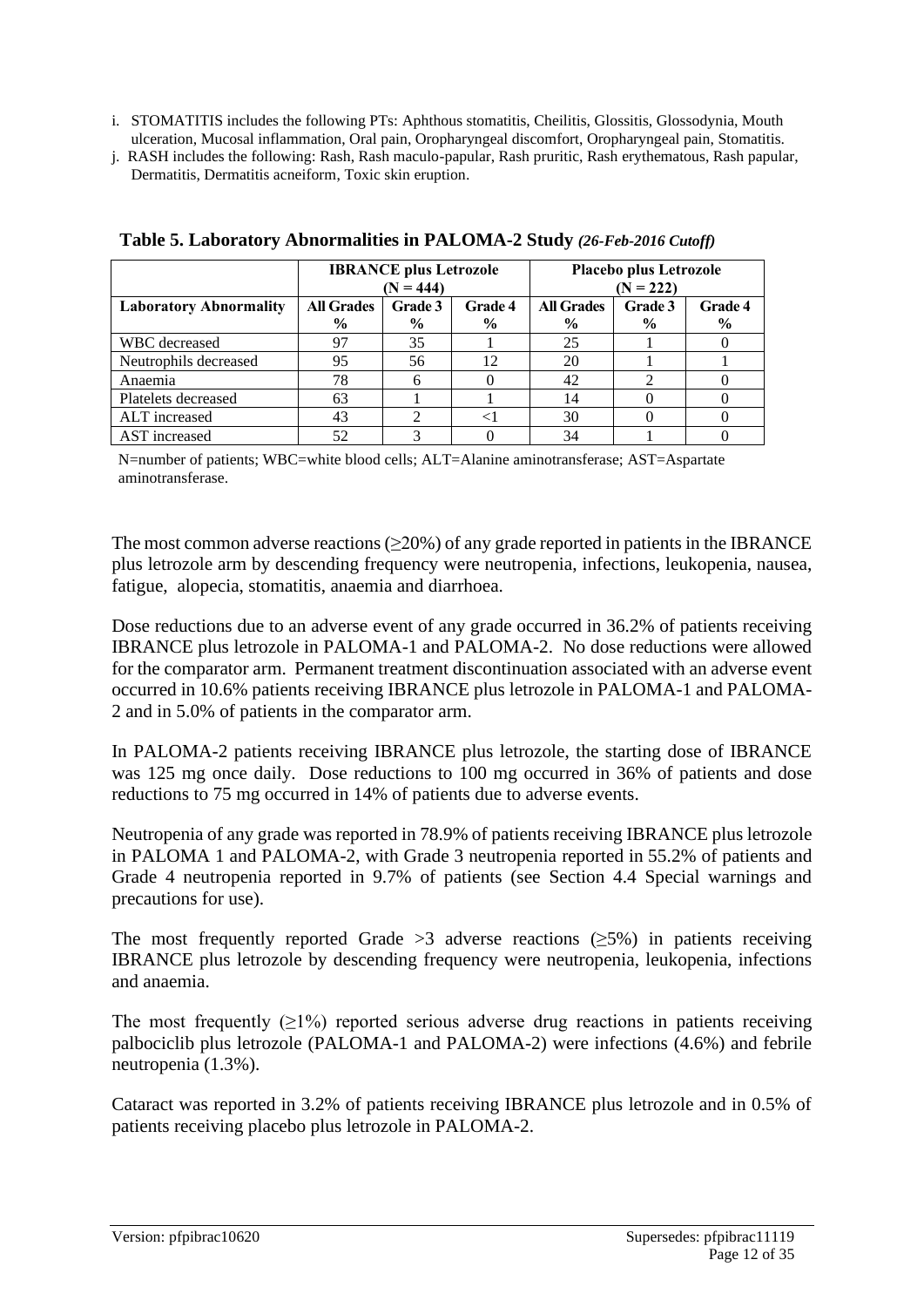i. STOMATITIS includes the following PTs: Aphthous stomatitis, Cheilitis, Glossitis, Glossodynia, Mouth ulceration, Mucosal inflammation, Oral pain, Oropharyngeal discomfort, Oropharyngeal pain, Stomatitis.

j. RASH includes the following: Rash, Rash maculo-papular, Rash pruritic, Rash erythematous, Rash papular, Dermatitis, Dermatitis acneiform, Toxic skin eruption.

**Table 5. Laboratory Abnormalities in PALOMA-2 Study** ***(26-Feb-2016 Cutoff)***

| | IBRANCE plus Letrozole (N = 444) | | | Placebo plus Letrozole (N = 222) | | |
|---|---|---|---|---|---|---|
| **Laboratory Abnormality** | **All Grades %** | **Grade 3 %** | **Grade 4 %** | **All Grades %** | **Grade 3 %** | **Grade 4 %** |
| WBC decreased | 97 | 35 | 1 | 25 | 1 | 0 |
| Neutrophils decreased | 95 | 56 | 12 | 20 | 1 | 1 |
| Anaemia | 78 | 6 | 0 | 42 | 2 | 0 |
| Platelets decreased | 63 | 1 | 1 | 14 | 0 | 0 |
| ALT increased | 43 | 2 | <1 | 30 | 0 | 0 |
| AST increased | 52 | 3 | 0 | 34 | 1 | 0 |

N=number of patients; WBC=white blood cells; ALT=Alanine aminotransferase; AST=Aspartate aminotransferase.

The most common adverse reactions (≥20%) of any grade reported in patients in the IBRANCE plus letrozole arm by descending frequency were neutropenia, infections, leukopenia, nausea, fatigue, alopecia, stomatitis, anaemia and diarrhoea.

Dose reductions due to an adverse event of any grade occurred in 36.2% of patients receiving IBRANCE plus letrozole in PALOMA-1 and PALOMA-2. No dose reductions were allowed for the comparator arm. Permanent treatment discontinuation associated with an adverse event occurred in 10.6% patients receiving IBRANCE plus letrozole in PALOMA-1 and PALOMA-2 and in 5.0% of patients in the comparator arm.

In PALOMA-2 patients receiving IBRANCE plus letrozole, the starting dose of IBRANCE was 125 mg once daily. Dose reductions to 100 mg occurred in 36% of patients and dose reductions to 75 mg occurred in 14% of patients due to adverse events.

Neutropenia of any grade was reported in 78.9% of patients receiving IBRANCE plus letrozole in PALOMA 1 and PALOMA-2, with Grade 3 neutropenia reported in 55.2% of patients and Grade 4 neutropenia reported in 9.7% of patients (see Section 4.4 Special warnings and precautions for use).

The most frequently reported Grade >3 adverse reactions (≥5%) in patients receiving IBRANCE plus letrozole by descending frequency were neutropenia, leukopenia, infections and anaemia.

The most frequently (≥1%) reported serious adverse drug reactions in patients receiving palbociclib plus letrozole (PALOMA-1 and PALOMA-2) were infections (4.6%) and febrile neutropenia (1.3%).

Cataract was reported in 3.2% of patients receiving IBRANCE plus letrozole and in 0.5% of patients receiving placebo plus letrozole in PALOMA-2.

Version: pfpibrac10620 Supersedes: pfpibrac11119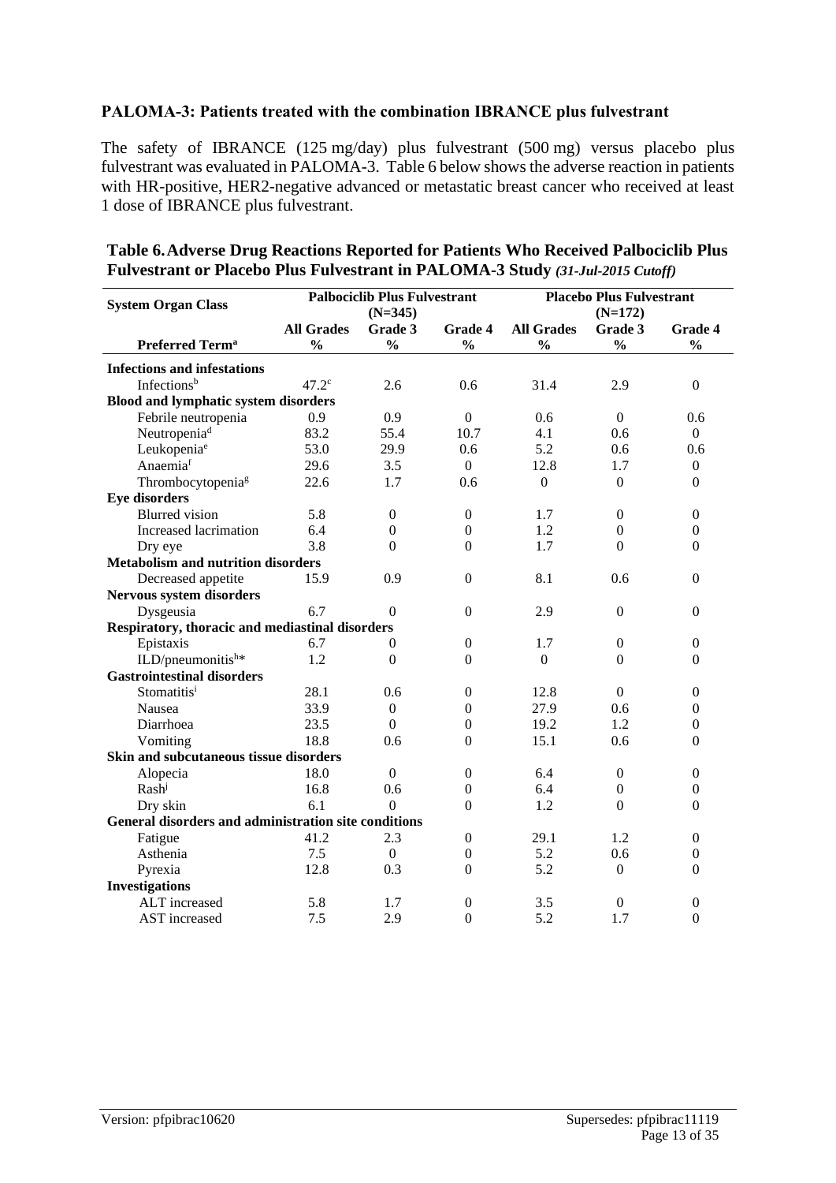### PALOMA-3: Patients treated with the combination IBRANCE plus fulvestrant

The safety of IBRANCE (125 mg/day) plus fulvestrant (500 mg) versus placebo plus fulvestrant was evaluated in PALOMA-3. Table 6 below shows the adverse reaction in patients with HR-positive, HER2-negative advanced or metastatic breast cancer who received at least 1 dose of IBRANCE plus fulvestrant.

**Table 6. Adverse Drug Reactions Reported for Patients Who Received Palbociclib Plus Fulvestrant or Placebo Plus Fulvestrant in PALOMA-3 Study** ***(31-Jul-2015 Cutoff)***

| System Organ Class | Palbociclib Plus Fulvestrant (N=345) | | | Placebo Plus Fulvestrant (N=172) | | |
|---|---|---|---|---|---|---|
| Preferred Term[a] | All Grades % | Grade 3 % | Grade 4 % | All Grades % | Grade 3 % | Grade 4 % |
| **Infections and infestations** | | | | | | |
| Infections[b] | 47.2[c] | 2.6 | 0.6 | 31.4 | 2.9 | 0 |
| **Blood and lymphatic system disorders** | | | | | | |
| Febrile neutropenia | 0.9 | 0.9 | 0 | 0.6 | 0 | 0.6 |
| Neutropenia[d] | 83.2 | 55.4 | 10.7 | 4.1 | 0.6 | 0 |
| Leukopenia[e] | 53.0 | 29.9 | 0.6 | 5.2 | 0.6 | 0.6 |
| Anaemia[f] | 29.6 | 3.5 | 0 | 12.8 | 1.7 | 0 |
| Thrombocytopenia[g] | 22.6 | 1.7 | 0.6 | 0 | 0 | 0 |
| **Eye disorders** | | | | | | |
| Blurred vision | 5.8 | 0 | 0 | 1.7 | 0 | 0 |
| Increased lacrimation | 6.4 | 0 | 0 | 1.2 | 0 | 0 |
| Dry eye | 3.8 | 0 | 0 | 1.7 | 0 | 0 |
| **Metabolism and nutrition disorders** | | | | | | |
| Decreased appetite | 15.9 | 0.9 | 0 | 8.1 | 0.6 | 0 |
| **Nervous system disorders** | | | | | | |
| Dysgeusia | 6.7 | 0 | 0 | 2.9 | 0 | 0 |
| **Respiratory, thoracic and mediastinal disorders** | | | | | | |
| Epistaxis | 6.7 | 0 | 0 | 1.7 | 0 | 0 |
| ILD/pneumonitis[h]* | 1.2 | 0 | 0 | 0 | 0 | 0 |
| **Gastrointestinal disorders** | | | | | | |
| Stomatitis[i] | 28.1 | 0.6 | 0 | 12.8 | 0 | 0 |
| Nausea | 33.9 | 0 | 0 | 27.9 | 0.6 | 0 |
| Diarrhoea | 23.5 | 0 | 0 | 19.2 | 1.2 | 0 |
| Vomiting | 18.8 | 0.6 | 0 | 15.1 | 0.6 | 0 |
| **Skin and subcutaneous tissue disorders** | | | | | | |
| Alopecia | 18.0 | 0 | 0 | 6.4 | 0 | 0 |
| Rash[j] | 16.8 | 0.6 | 0 | 6.4 | 0 | 0 |
| Dry skin | 6.1 | 0 | 0 | 1.2 | 0 | 0 |
| **General disorders and administration site conditions** | | | | | | |
| Fatigue | 41.2 | 2.3 | 0 | 29.1 | 1.2 | 0 |
| Asthenia | 7.5 | 0 | 0 | 5.2 | 0.6 | 0 |
| Pyrexia | 12.8 | 0.3 | 0 | 5.2 | 0 | 0 |
| **Investigations** | | | | | | |
| ALT increased | 5.8 | 1.7 | 0 | 3.5 | 0 | 0 |
| AST increased | 7.5 | 2.9 | 0 | 5.2 | 1.7 | 0 |

Version: pfpibrac10620 Supersedes: pfpibrac11119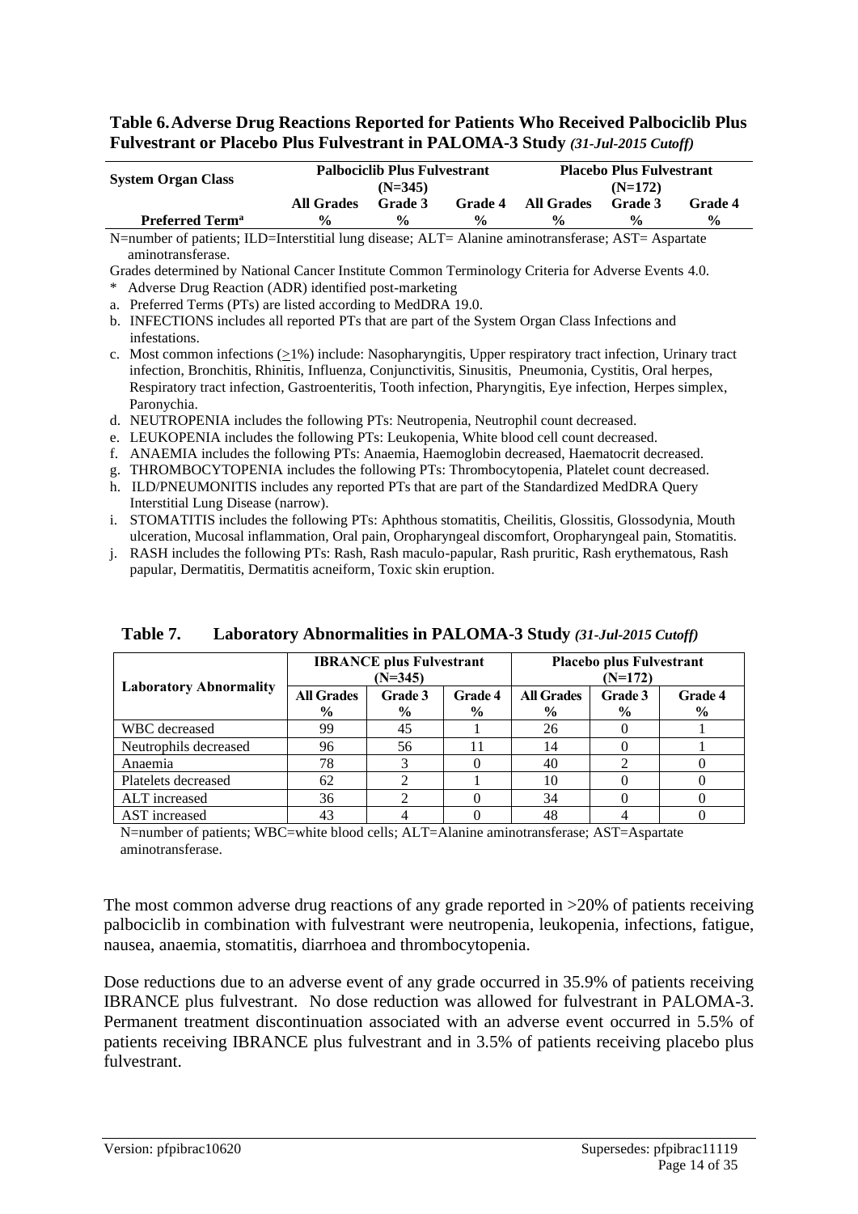**Table 6. Adverse Drug Reactions Reported for Patients Who Received Palbociclib Plus Fulvestrant or Placebo Plus Fulvestrant in PALOMA-3 Study *(31-Jul-2015 Cutoff)***

| System Organ Class | Palbociclib Plus Fulvestrant (N=345) | | | Placebo Plus Fulvestrant (N=172) | | |
|---|---|---|---|---|---|---|
| Preferred Term[a] | All Grades % | Grade 3 % | Grade 4 % | All Grades % | Grade 3 % | Grade 4 % |

N=number of patients; ILD=Interstitial lung disease; ALT= Alanine aminotransferase; AST= Aspartate aminotransferase.

Grades determined by National Cancer Institute Common Terminology Criteria for Adverse Events 4.0.

\* Adverse Drug Reaction (ADR) identified post-marketing

a. Preferred Terms (PTs) are listed according to MedDRA 19.0.

b. INFECTIONS includes all reported PTs that are part of the System Organ Class Infections and infestations.

c. Most common infections (≥1%) include: Nasopharyngitis, Upper respiratory tract infection, Urinary tract infection, Bronchitis, Rhinitis, Influenza, Conjunctivitis, Sinusitis, Pneumonia, Cystitis, Oral herpes, Respiratory tract infection, Gastroenteritis, Tooth infection, Pharyngitis, Eye infection, Herpes simplex, Paronychia.

d. NEUTROPENIA includes the following PTs: Neutropenia, Neutrophil count decreased.

e. LEUKOPENIA includes the following PTs: Leukopenia, White blood cell count decreased.

f. ANAEMIA includes the following PTs: Anaemia, Haemoglobin decreased, Haematocrit decreased.

g. THROMBOCYTOPENIA includes the following PTs: Thrombocytopenia, Platelet count decreased.

h. ILD/PNEUMONITIS includes any reported PTs that are part of the Standardized MedDRA Query Interstitial Lung Disease (narrow).

i. STOMATITIS includes the following PTs: Aphthous stomatitis, Cheilitis, Glossitis, Glossodynia, Mouth ulceration, Mucosal inflammation, Oral pain, Oropharyngeal discomfort, Oropharyngeal pain, Stomatitis.

j. RASH includes the following PTs: Rash, Rash maculo-papular, Rash pruritic, Rash erythematous, Rash papular, Dermatitis, Dermatitis acneiform, Toxic skin eruption.

**Table 7. Laboratory Abnormalities in PALOMA-3 Study *(31-Jul-2015 Cutoff)***

| Laboratory Abnormality | IBRANCE plus Fulvestrant (N=345) | | | Placebo plus Fulvestrant (N=172) | | |
|---|---|---|---|---|---|---|
| | All Grades % | Grade 3 % | Grade 4 % | All Grades % | Grade 3 % | Grade 4 % |
| WBC decreased | 99 | 45 | 1 | 26 | 0 | 1 |
| Neutrophils decreased | 96 | 56 | 11 | 14 | 0 | 1 |
| Anaemia | 78 | 3 | 0 | 40 | 2 | 0 |
| Platelets decreased | 62 | 2 | 1 | 10 | 0 | 0 |
| ALT increased | 36 | 2 | 0 | 34 | 0 | 0 |
| AST increased | 43 | 4 | 0 | 48 | 4 | 0 |

N=number of patients; WBC=white blood cells; ALT=Alanine aminotransferase; AST=Aspartate aminotransferase.

The most common adverse drug reactions of any grade reported in >20% of patients receiving palbociclib in combination with fulvestrant were neutropenia, leukopenia, infections, fatigue, nausea, anaemia, stomatitis, diarrhoea and thrombocytopenia.

Dose reductions due to an adverse event of any grade occurred in 35.9% of patients receiving IBRANCE plus fulvestrant. No dose reduction was allowed for fulvestrant in PALOMA-3. Permanent treatment discontinuation associated with an adverse event occurred in 5.5% of patients receiving IBRANCE plus fulvestrant and in 3.5% of patients receiving placebo plus fulvestrant.

Version: pfpibrac10620 Supersedes: pfpibrac11119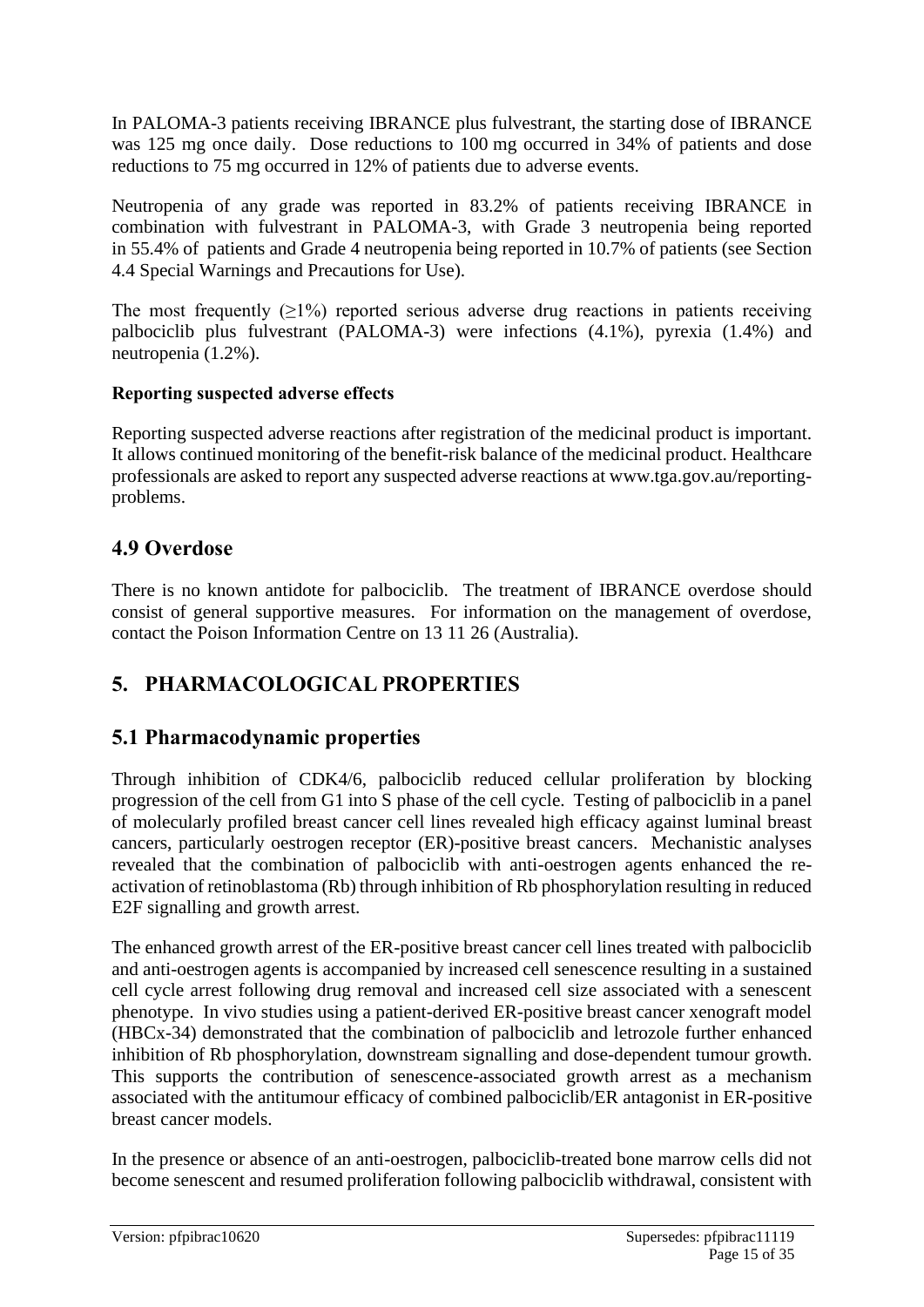In PALOMA-3 patients receiving IBRANCE plus fulvestrant, the starting dose of IBRANCE was 125 mg once daily. Dose reductions to 100 mg occurred in 34% of patients and dose reductions to 75 mg occurred in 12% of patients due to adverse events.

Neutropenia of any grade was reported in 83.2% of patients receiving IBRANCE in combination with fulvestrant in PALOMA-3, with Grade 3 neutropenia being reported in 55.4% of patients and Grade 4 neutropenia being reported in 10.7% of patients (see Section 4.4 Special Warnings and Precautions for Use).

The most frequently (≥1%) reported serious adverse drug reactions in patients receiving palbociclib plus fulvestrant (PALOMA-3) were infections (4.1%), pyrexia (1.4%) and neutropenia (1.2%).

**Reporting suspected adverse effects**

Reporting suspected adverse reactions after registration of the medicinal product is important. It allows continued monitoring of the benefit-risk balance of the medicinal product. Healthcare professionals are asked to report any suspected adverse reactions at www.tga.gov.au/reporting-problems.

## 4.9 Overdose

There is no known antidote for palbociclib. The treatment of IBRANCE overdose should consist of general supportive measures. For information on the management of overdose, contact the Poison Information Centre on 13 11 26 (Australia).

# 5. PHARMACOLOGICAL PROPERTIES

## 5.1 Pharmacodynamic properties

Through inhibition of CDK4/6, palbociclib reduced cellular proliferation by blocking progression of the cell from G1 into S phase of the cell cycle. Testing of palbociclib in a panel of molecularly profiled breast cancer cell lines revealed high efficacy against luminal breast cancers, particularly oestrogen receptor (ER)-positive breast cancers. Mechanistic analyses revealed that the combination of palbociclib with anti-oestrogen agents enhanced the re-activation of retinoblastoma (Rb) through inhibition of Rb phosphorylation resulting in reduced E2F signalling and growth arrest.

The enhanced growth arrest of the ER-positive breast cancer cell lines treated with palbociclib and anti-oestrogen agents is accompanied by increased cell senescence resulting in a sustained cell cycle arrest following drug removal and increased cell size associated with a senescent phenotype. In vivo studies using a patient-derived ER-positive breast cancer xenograft model (HBCx-34) demonstrated that the combination of palbociclib and letrozole further enhanced inhibition of Rb phosphorylation, downstream signalling and dose-dependent tumour growth. This supports the contribution of senescence-associated growth arrest as a mechanism associated with the antitumour efficacy of combined palbociclib/ER antagonist in ER-positive breast cancer models.

In the presence or absence of an anti-oestrogen, palbociclib-treated bone marrow cells did not become senescent and resumed proliferation following palbociclib withdrawal, consistent with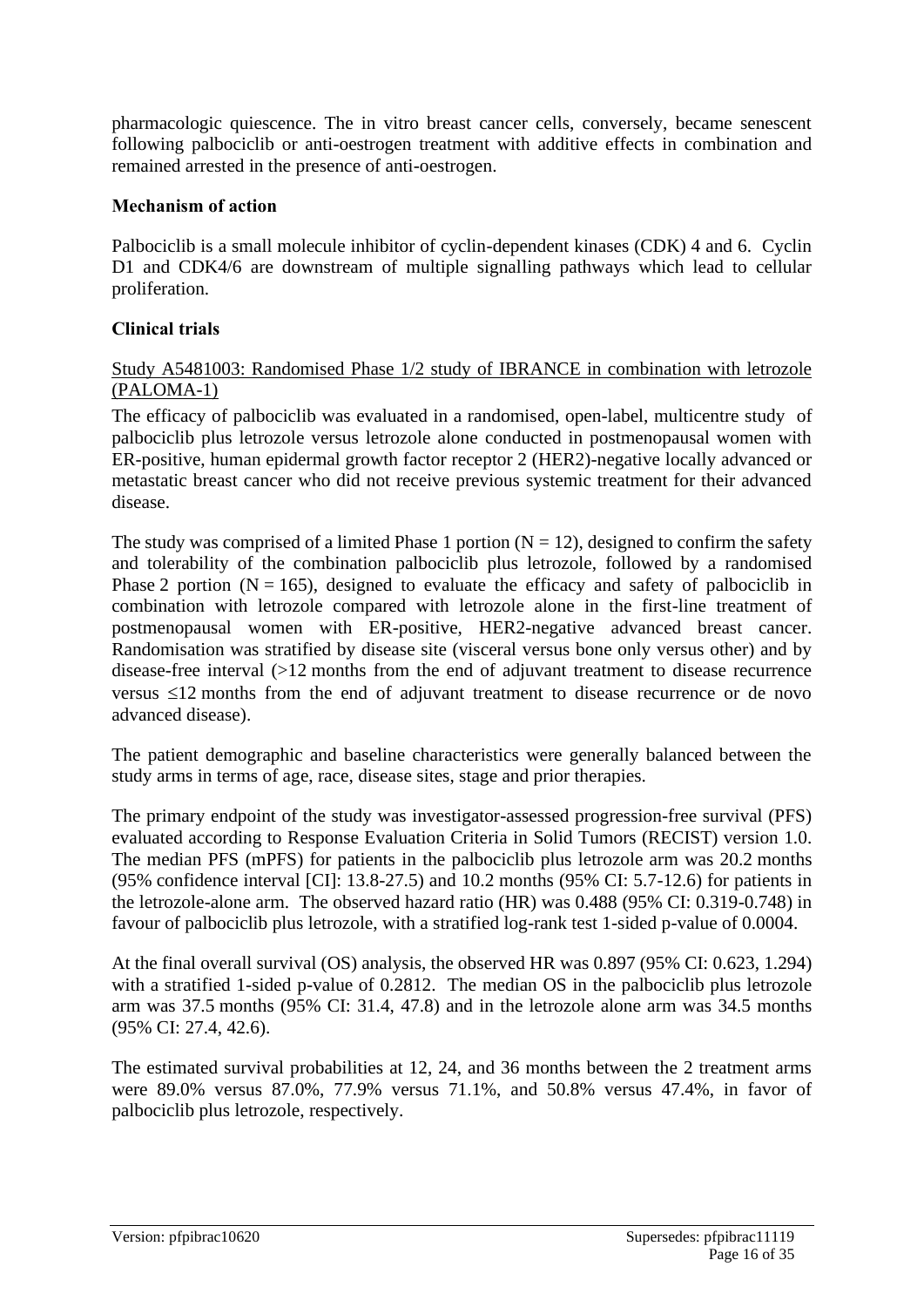pharmacologic quiescence. The in vitro breast cancer cells, conversely, became senescent following palbociclib or anti-oestrogen treatment with additive effects in combination and remained arrested in the presence of anti-oestrogen.

### Mechanism of action

Palbociclib is a small molecule inhibitor of cyclin-dependent kinases (CDK) 4 and 6. Cyclin D1 and CDK4/6 are downstream of multiple signalling pathways which lead to cellular proliferation.

### Clinical trials

Study A5481003: Randomised Phase 1/2 study of IBRANCE in combination with letrozole (PALOMA-1)

The efficacy of palbociclib was evaluated in a randomised, open-label, multicentre study of palbociclib plus letrozole versus letrozole alone conducted in postmenopausal women with ER-positive, human epidermal growth factor receptor 2 (HER2)-negative locally advanced or metastatic breast cancer who did not receive previous systemic treatment for their advanced disease.

The study was comprised of a limited Phase 1 portion ($N = 12$), designed to confirm the safety and tolerability of the combination palbociclib plus letrozole, followed by a randomised Phase 2 portion ($N = 165$), designed to evaluate the efficacy and safety of palbociclib in combination with letrozole compared with letrozole alone in the first-line treatment of postmenopausal women with ER-positive, HER2-negative advanced breast cancer. Randomisation was stratified by disease site (visceral versus bone only versus other) and by disease-free interval (>12 months from the end of adjuvant treatment to disease recurrence versus ≤12 months from the end of adjuvant treatment to disease recurrence or de novo advanced disease).

The patient demographic and baseline characteristics were generally balanced between the study arms in terms of age, race, disease sites, stage and prior therapies.

The primary endpoint of the study was investigator-assessed progression-free survival (PFS) evaluated according to Response Evaluation Criteria in Solid Tumors (RECIST) version 1.0. The median PFS (mPFS) for patients in the palbociclib plus letrozole arm was 20.2 months (95% confidence interval [CI]: 13.8-27.5) and 10.2 months (95% CI: 5.7-12.6) for patients in the letrozole-alone arm. The observed hazard ratio (HR) was 0.488 (95% CI: 0.319-0.748) in favour of palbociclib plus letrozole, with a stratified log-rank test 1-sided p-value of 0.0004.

At the final overall survival (OS) analysis, the observed HR was 0.897 (95% CI: 0.623, 1.294) with a stratified 1-sided p-value of 0.2812. The median OS in the palbociclib plus letrozole arm was 37.5 months (95% CI: 31.4, 47.8) and in the letrozole alone arm was 34.5 months (95% CI: 27.4, 42.6).

The estimated survival probabilities at 12, 24, and 36 months between the 2 treatment arms were 89.0% versus 87.0%, 77.9% versus 71.1%, and 50.8% versus 47.4%, in favor of palbociclib plus letrozole, respectively.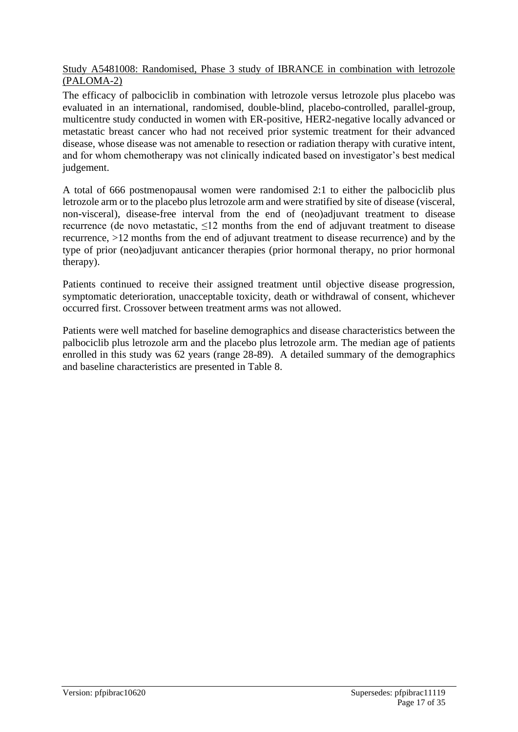<u>Study A5481008: Randomised, Phase 3 study of IBRANCE in combination with letrozole (PALOMA-2)</u>

The efficacy of palbociclib in combination with letrozole versus letrozole plus placebo was evaluated in an international, randomised, double-blind, placebo-controlled, parallel-group, multicentre study conducted in women with ER-positive, HER2-negative locally advanced or metastatic breast cancer who had not received prior systemic treatment for their advanced disease, whose disease was not amenable to resection or radiation therapy with curative intent, and for whom chemotherapy was not clinically indicated based on investigator's best medical judgement.

A total of 666 postmenopausal women were randomised 2:1 to either the palbociclib plus letrozole arm or to the placebo plus letrozole arm and were stratified by site of disease (visceral, non-visceral), disease-free interval from the end of (neo)adjuvant treatment to disease recurrence (de novo metastatic, ≤12 months from the end of adjuvant treatment to disease recurrence, >12 months from the end of adjuvant treatment to disease recurrence) and by the type of prior (neo)adjuvant anticancer therapies (prior hormonal therapy, no prior hormonal therapy).

Patients continued to receive their assigned treatment until objective disease progression, symptomatic deterioration, unacceptable toxicity, death or withdrawal of consent, whichever occurred first. Crossover between treatment arms was not allowed.

Patients were well matched for baseline demographics and disease characteristics between the palbociclib plus letrozole arm and the placebo plus letrozole arm. The median age of patients enrolled in this study was 62 years (range 28-89). A detailed summary of the demographics and baseline characteristics are presented in Table 8.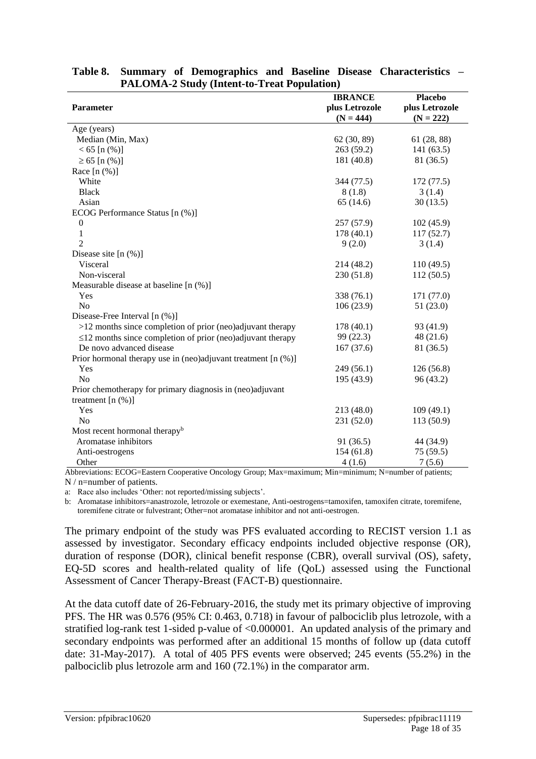**Table 8. Summary of Demographics and Baseline Disease Characteristics – PALOMA-2 Study (Intent-to-Treat Population)**

| Parameter | IBRANCE plus Letrozole (N = 444) | Placebo plus Letrozole (N = 222) |
|---|---|---|
| Age (years) | | |
| Median (Min, Max) | 62 (30, 89) | 61 (28, 88) |
| < 65 [n (%)] | 263 (59.2) | 141 (63.5) |
| ≥ 65 [n (%)] | 181 (40.8) | 81 (36.5) |
| Race [n (%)] | | |
| White | 344 (77.5) | 172 (77.5) |
| Black | 8 (1.8) | 3 (1.4) |
| Asian | 65 (14.6) | 30 (13.5) |
| ECOG Performance Status [n (%)] | | |
| 0 | 257 (57.9) | 102 (45.9) |
| 1 | 178 (40.1) | 117 (52.7) |
| 2 | 9 (2.0) | 3 (1.4) |
| Disease site [n (%)] | | |
| Visceral | 214 (48.2) | 110 (49.5) |
| Non-visceral | 230 (51.8) | 112 (50.5) |
| Measurable disease at baseline [n (%)] | | |
| Yes | 338 (76.1) | 171 (77.0) |
| No | 106 (23.9) | 51 (23.0) |
| Disease-Free Interval [n (%)] | | |
| >12 months since completion of prior (neo)adjuvant therapy | 178 (40.1) | 93 (41.9) |
| ≤12 months since completion of prior (neo)adjuvant therapy | 99 (22.3) | 48 (21.6) |
| De novo advanced disease | 167 (37.6) | 81 (36.5) |
| Prior hormonal therapy use in (neo)adjuvant treatment [n (%)] | | |
| Yes | 249 (56.1) | 126 (56.8) |
| No | 195 (43.9) | 96 (43.2) |
| Prior chemotherapy for primary diagnosis in (neo)adjuvant treatment [n (%)] | | |
| Yes | 213 (48.0) | 109 (49.1) |
| No | 231 (52.0) | 113 (50.9) |
| Most recent hormonal therapy[b] | | |
| Aromatase inhibitors | 91 (36.5) | 44 (34.9) |
| Anti-oestrogens | 154 (61.8) | 75 (59.5) |
| Other | 4 (1.6) | 7 (5.6) |

Abbreviations: ECOG=Eastern Cooperative Oncology Group; Max=maximum; Min=minimum; N=number of patients; N / n=number of patients.

a: Race also includes 'Other: not reported/missing subjects'.

b: Aromatase inhibitors=anastrozole, letrozole or exemestane, Anti-oestrogens=tamoxifen, tamoxifen citrate, toremifene, toremifene citrate or fulvestrant; Other=not aromatase inhibitor and not anti-oestrogen.

The primary endpoint of the study was PFS evaluated according to RECIST version 1.1 as assessed by investigator. Secondary efficacy endpoints included objective response (OR), duration of response (DOR), clinical benefit response (CBR), overall survival (OS), safety, EQ-5D scores and health-related quality of life (QoL) assessed using the Functional Assessment of Cancer Therapy-Breast (FACT-B) questionnaire.

At the data cutoff date of 26-February-2016, the study met its primary objective of improving PFS. The HR was 0.576 (95% CI: 0.463, 0.718) in favour of palbociclib plus letrozole, with a stratified log-rank test 1-sided p-value of <0.000001. An updated analysis of the primary and secondary endpoints was performed after an additional 15 months of follow up (data cutoff date: 31-May-2017). A total of 405 PFS events were observed; 245 events (55.2%) in the palbociclib plus letrozole arm and 160 (72.1%) in the comparator arm.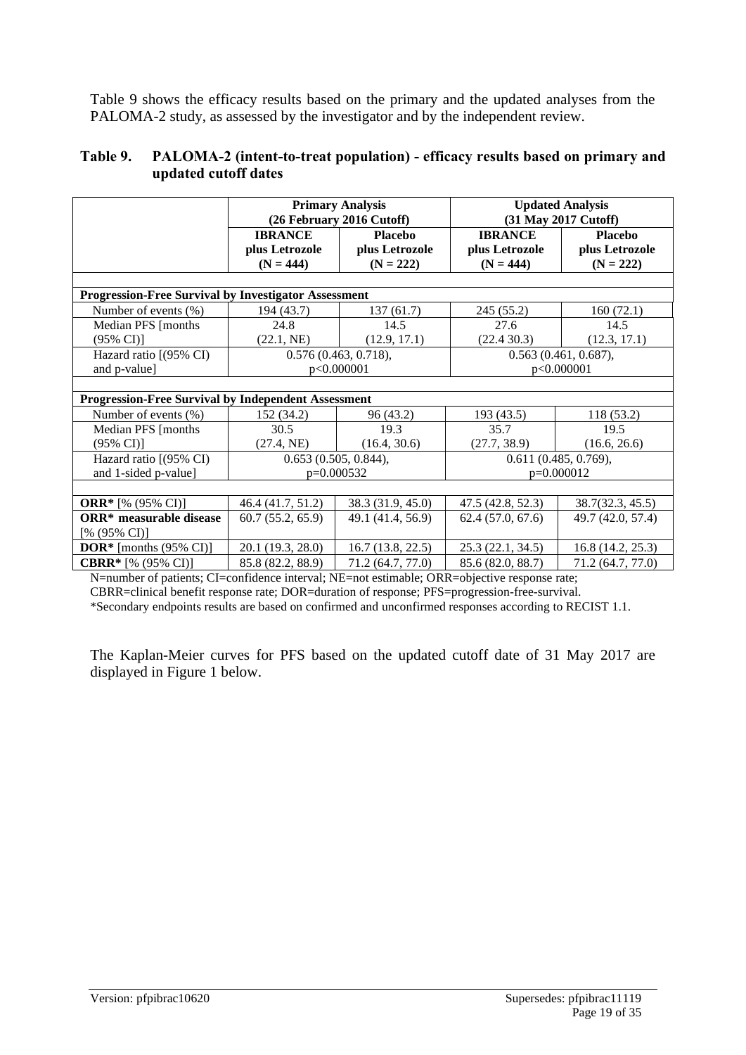Table 9 shows the efficacy results based on the primary and the updated analyses from the PALOMA-2 study, as assessed by the investigator and by the independent review.

**Table 9. PALOMA-2 (intent-to-treat population) - efficacy results based on primary and updated cutoff dates**

| | **Primary Analysis (26 February 2016 Cutoff)** | | **Updated Analysis (31 May 2017 Cutoff)** | |
|---|---|---|---|---|
| | **IBRANCE plus Letrozole (N = 444)** | **Placebo plus Letrozole (N = 222)** | **IBRANCE plus Letrozole (N = 444)** | **Placebo plus Letrozole (N = 222)** |
| **Progression-Free Survival by Investigator Assessment** | | | | |
| Number of events (%) | 194 (43.7) | 137 (61.7) | 245 (55.2) | 160 (72.1) |
| Median PFS [months (95% CI)] | 24.8 (22.1, NE) | 14.5 (12.9, 17.1) | 27.6 (22.4 30.3) | 14.5 (12.3, 17.1) |
| Hazard ratio [(95% CI) and p-value] | 0.576 (0.463, 0.718), p<0.000001 | | 0.563 (0.461, 0.687), p<0.000001 | |
| **Progression-Free Survival by Independent Assessment** | | | | |
| Number of events (%) | 152 (34.2) | 96 (43.2) | 193 (43.5) | 118 (53.2) |
| Median PFS [months (95% CI)] | 30.5 (27.4, NE) | 19.3 (16.4, 30.6) | 35.7 (27.7, 38.9) | 19.5 (16.6, 26.6) |
| Hazard ratio [(95% CI) and 1-sided p-value] | 0.653 (0.505, 0.844), p=0.000532 | | 0.611 (0.485, 0.769), p=0.000012 | |
| **ORR*** [% (95% CI)] | 46.4 (41.7, 51.2) | 38.3 (31.9, 45.0) | 47.5 (42.8, 52.3) | 38.7(32.3, 45.5) |
| **ORR* measurable disease** [% (95% CI)] | 60.7 (55.2, 65.9) | 49.1 (41.4, 56.9) | 62.4 (57.0, 67.6) | 49.7 (42.0, 57.4) |
| **DOR*** [months (95% CI)] | 20.1 (19.3, 28.0) | 16.7 (13.8, 22.5) | 25.3 (22.1, 34.5) | 16.8 (14.2, 25.3) |
| **CBRR*** [% (95% CI)] | 85.8 (82.2, 88.9) | 71.2 (64.7, 77.0) | 85.6 (82.0, 88.7) | 71.2 (64.7, 77.0) |

N=number of patients; CI=confidence interval; NE=not estimable; ORR=objective response rate; CBRR=clinical benefit response rate; DOR=duration of response; PFS=progression-free-survival.
*Secondary endpoints results are based on confirmed and unconfirmed responses according to RECIST 1.1.

The Kaplan-Meier curves for PFS based on the updated cutoff date of 31 May 2017 are displayed in Figure 1 below.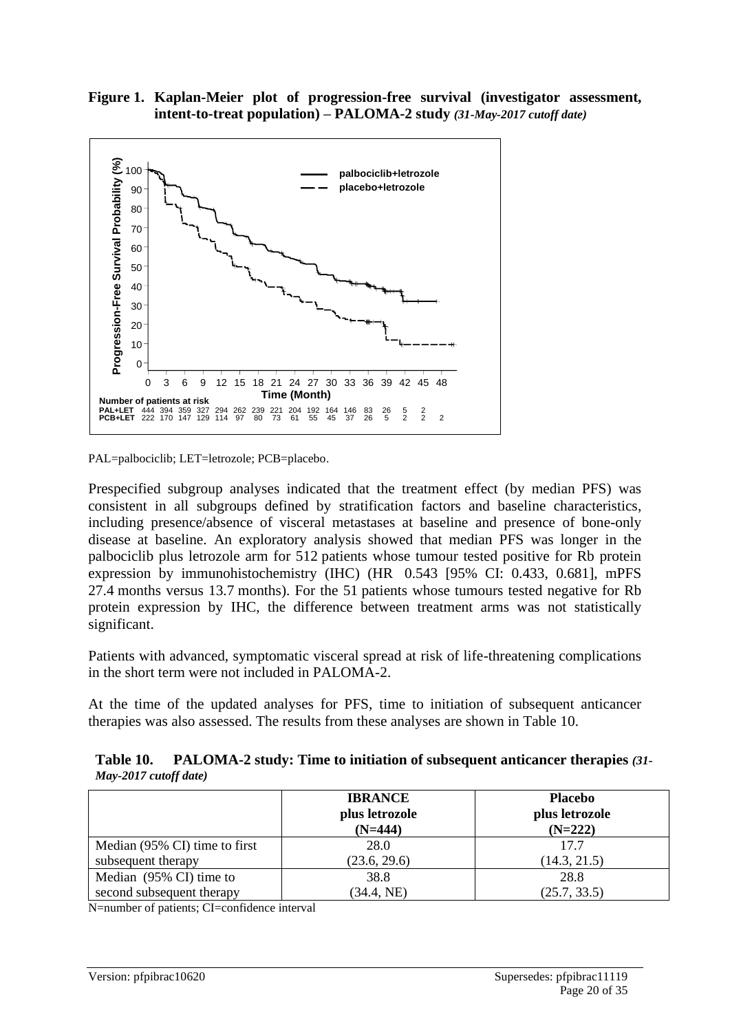**Figure 1. Kaplan-Meier plot of progression-free survival (investigator assessment, intent-to-treat population) – PALOMA-2 study** ***(31-May-2017 cutoff date)***

PAL=palbociclib; LET=letrozole; PCB=placebo.

Prespecified subgroup analyses indicated that the treatment effect (by median PFS) was consistent in all subgroups defined by stratification factors and baseline characteristics, including presence/absence of visceral metastases at baseline and presence of bone-only disease at baseline. An exploratory analysis showed that median PFS was longer in the palbociclib plus letrozole arm for 512 patients whose tumour tested positive for Rb protein expression by immunohistochemistry (IHC) (HR 0.543 [95% CI: 0.433, 0.681], mPFS 27.4 months versus 13.7 months). For the 51 patients whose tumours tested negative for Rb protein expression by IHC, the difference between treatment arms was not statistically significant.

Patients with advanced, symptomatic visceral spread at risk of life-threatening complications in the short term were not included in PALOMA-2.

At the time of the updated analyses for PFS, time to initiation of subsequent anticancer therapies was also assessed. The results from these analyses are shown in Table 10.

**Table 10. PALOMA-2 study: Time to initiation of subsequent anticancer therapies** ***(31-May-2017 cutoff date)***

| | IBRANCE plus letrozole (N=444) | Placebo plus letrozole (N=222) |
|---|---|---|
| Median (95% CI) time to first subsequent therapy | 28.0 (23.6, 29.6) | 17.7 (14.3, 21.5) |
| Median (95% CI) time to second subsequent therapy | 38.8 (34.4, NE) | 28.8 (25.7, 33.5) |

N=number of patients; CI=confidence interval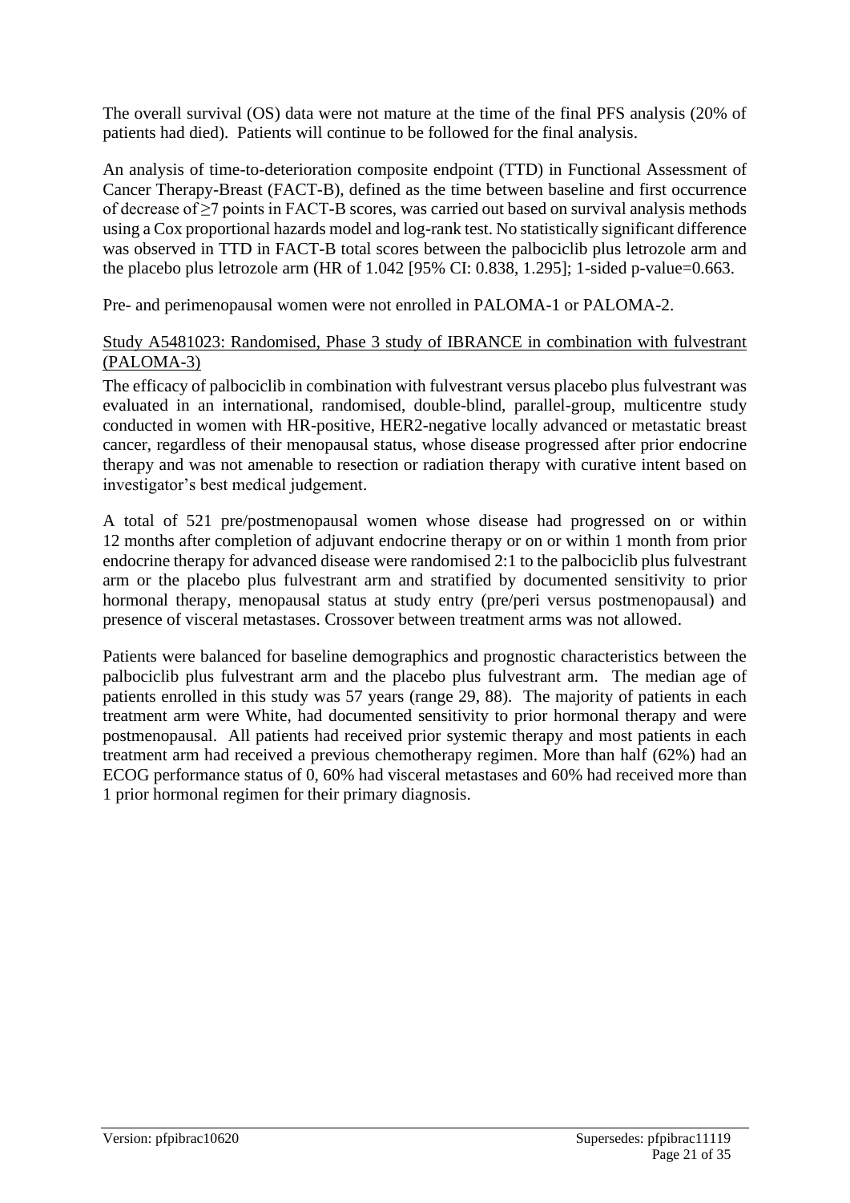The overall survival (OS) data were not mature at the time of the final PFS analysis (20% of patients had died). Patients will continue to be followed for the final analysis.

An analysis of time-to-deterioration composite endpoint (TTD) in Functional Assessment of Cancer Therapy-Breast (FACT-B), defined as the time between baseline and first occurrence of decrease of ≥7 points in FACT-B scores, was carried out based on survival analysis methods using a Cox proportional hazards model and log-rank test. No statistically significant difference was observed in TTD in FACT-B total scores between the palbociclib plus letrozole arm and the placebo plus letrozole arm (HR of 1.042 [95% CI: 0.838, 1.295]; 1-sided p-value=0.663.

Pre- and perimenopausal women were not enrolled in PALOMA-1 or PALOMA-2.

Study A5481023: Randomised, Phase 3 study of IBRANCE in combination with fulvestrant (PALOMA-3)

The efficacy of palbociclib in combination with fulvestrant versus placebo plus fulvestrant was evaluated in an international, randomised, double-blind, parallel-group, multicentre study conducted in women with HR-positive, HER2-negative locally advanced or metastatic breast cancer, regardless of their menopausal status, whose disease progressed after prior endocrine therapy and was not amenable to resection or radiation therapy with curative intent based on investigator's best medical judgement.

A total of 521 pre/postmenopausal women whose disease had progressed on or within 12 months after completion of adjuvant endocrine therapy or on or within 1 month from prior endocrine therapy for advanced disease were randomised 2:1 to the palbociclib plus fulvestrant arm or the placebo plus fulvestrant arm and stratified by documented sensitivity to prior hormonal therapy, menopausal status at study entry (pre/peri versus postmenopausal) and presence of visceral metastases. Crossover between treatment arms was not allowed.

Patients were balanced for baseline demographics and prognostic characteristics between the palbociclib plus fulvestrant arm and the placebo plus fulvestrant arm. The median age of patients enrolled in this study was 57 years (range 29, 88). The majority of patients in each treatment arm were White, had documented sensitivity to prior hormonal therapy and were postmenopausal. All patients had received prior systemic therapy and most patients in each treatment arm had received a previous chemotherapy regimen. More than half (62%) had an ECOG performance status of 0, 60% had visceral metastases and 60% had received more than 1 prior hormonal regimen for their primary diagnosis.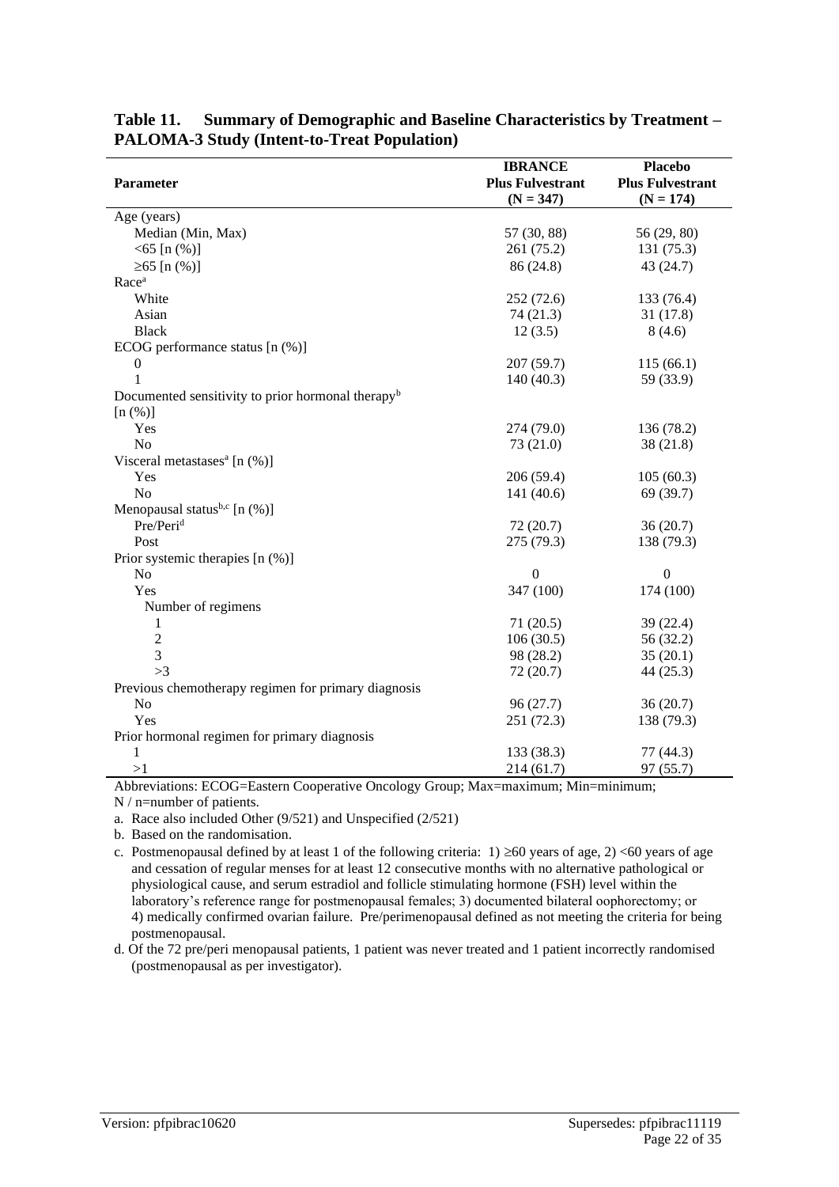**Table 11. Summary of Demographic and Baseline Characteristics by Treatment – PALOMA-3 Study (Intent-to-Treat Population)**

| Parameter | IBRANCE Plus Fulvestrant (N = 347) | Placebo Plus Fulvestrant (N = 174) |
|---|---|---|
| Age (years) | | |
| Median (Min, Max) | 57 (30, 88) | 56 (29, 80) |
| <65 [n (%)] | 261 (75.2) | 131 (75.3) |
| ≥65 [n (%)] | 86 (24.8) | 43 (24.7) |
| Race[a] | | |
| White | 252 (72.6) | 133 (76.4) |
| Asian | 74 (21.3) | 31 (17.8) |
| Black | 12 (3.5) | 8 (4.6) |
| ECOG performance status [n (%)] | | |
| 0 | 207 (59.7) | 115 (66.1) |
| 1 | 140 (40.3) | 59 (33.9) |
| Documented sensitivity to prior hormonal therapy[b] [n (%)] | | |
| Yes | 274 (79.0) | 136 (78.2) |
| No | 73 (21.0) | 38 (21.8) |
| Visceral metastases[a] [n (%)] | | |
| Yes | 206 (59.4) | 105 (60.3) |
| No | 141 (40.6) | 69 (39.7) |
| Menopausal status[b,c] [n (%)] | | |
| Pre/Peri[d] | 72 (20.7) | 36 (20.7) |
| Post | 275 (79.3) | 138 (79.3) |
| Prior systemic therapies [n (%)] | | |
| No | 0 | 0 |
| Yes | 347 (100) | 174 (100) |
| Number of regimens | | |
| 1 | 71 (20.5) | 39 (22.4) |
| 2 | 106 (30.5) | 56 (32.2) |
| 3 | 98 (28.2) | 35 (20.1) |
| >3 | 72 (20.7) | 44 (25.3) |
| Previous chemotherapy regimen for primary diagnosis | | |
| No | 96 (27.7) | 36 (20.7) |
| Yes | 251 (72.3) | 138 (79.3) |
| Prior hormonal regimen for primary diagnosis | | |
| 1 | 133 (38.3) | 77 (44.3) |
| >1 | 214 (61.7) | 97 (55.7) |

Abbreviations: ECOG=Eastern Cooperative Oncology Group; Max=maximum; Min=minimum; N / n=number of patients.

a. Race also included Other (9/521) and Unspecified (2/521)

b. Based on the randomisation.

c. Postmenopausal defined by at least 1 of the following criteria: 1) ≥60 years of age, 2) <60 years of age and cessation of regular menses for at least 12 consecutive months with no alternative pathological or physiological cause, and serum estradiol and follicle stimulating hormone (FSH) level within the laboratory's reference range for postmenopausal females; 3) documented bilateral oophorectomy; or 4) medically confirmed ovarian failure. Pre/perimenopausal defined as not meeting the criteria for being postmenopausal.

d. Of the 72 pre/peri menopausal patients, 1 patient was never treated and 1 patient incorrectly randomised (postmenopausal as per investigator).

Version: pfpibrac10620 Supersedes: pfpibrac11119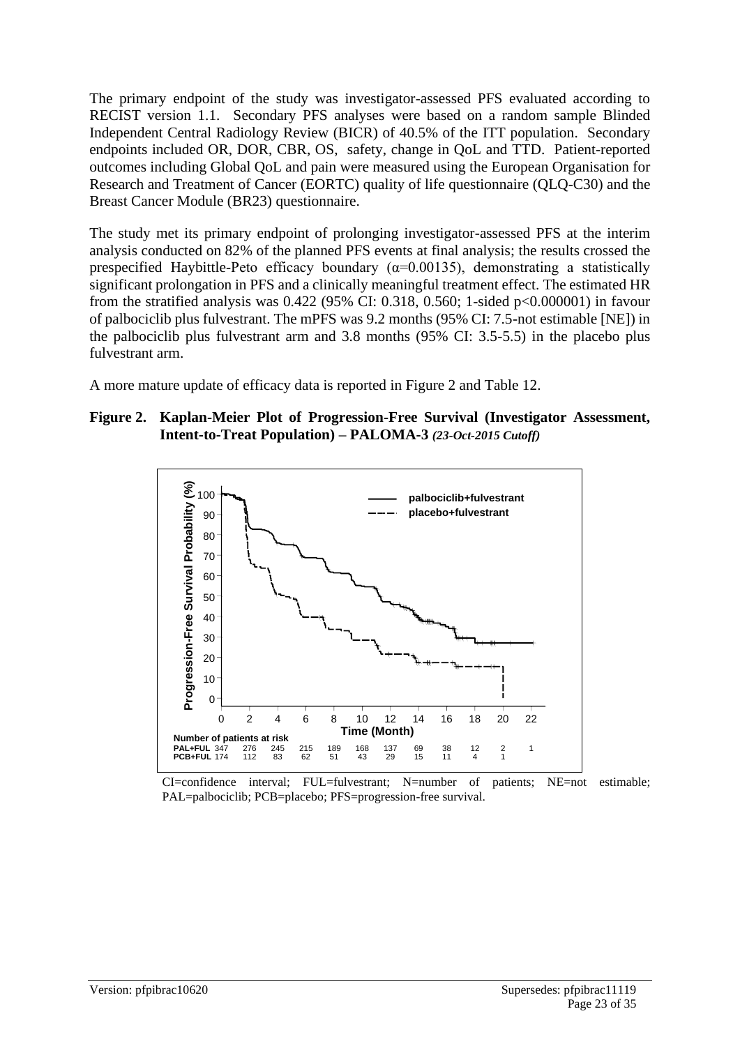The primary endpoint of the study was investigator-assessed PFS evaluated according to RECIST version 1.1. Secondary PFS analyses were based on a random sample Blinded Independent Central Radiology Review (BICR) of 40.5% of the ITT population. Secondary endpoints included OR, DOR, CBR, OS, safety, change in QoL and TTD. Patient-reported outcomes including Global QoL and pain were measured using the European Organisation for Research and Treatment of Cancer (EORTC) quality of life questionnaire (QLQ-C30) and the Breast Cancer Module (BR23) questionnaire.

The study met its primary endpoint of prolonging investigator-assessed PFS at the interim analysis conducted on 82% of the planned PFS events at final analysis; the results crossed the prespecified Haybittle-Peto efficacy boundary ($\alpha$=0.00135), demonstrating a statistically significant prolongation in PFS and a clinically meaningful treatment effect. The estimated HR from the stratified analysis was 0.422 (95% CI: 0.318, 0.560; 1-sided $p<0.000001$) in favour of palbociclib plus fulvestrant. The mPFS was 9.2 months (95% CI: 7.5-not estimable [NE]) in the palbociclib plus fulvestrant arm and 3.8 months (95% CI: 3.5-5.5) in the placebo plus fulvestrant arm.

A more mature update of efficacy data is reported in Figure 2 and Table 12.

**Figure 2. Kaplan-Meier Plot of Progression-Free Survival (Investigator Assessment, Intent-to-Treat Population) – PALOMA-3** ***(23-Oct-2015 Cutoff)***

Number of patients at risk

| Time (Month) | 0 | 2 | 4 | 6 | 8 | 10 | 12 | 14 | 16 | 18 | 20 | 22 |
|---|---|---|---|---|---|---|---|---|---|---|---|---|
| PAL+FUL | 347 | 276 | 245 | 215 | 189 | 168 | 137 | 69 | 38 | 12 | 2 | 1 |
| PCB+FUL | 174 | 112 | 83 | 62 | 51 | 43 | 29 | 15 | 11 | 4 | 1 | |

CI=confidence interval; FUL=fulvestrant; N=number of patients; NE=not estimable; PAL=palbociclib; PCB=placebo; PFS=progression-free survival.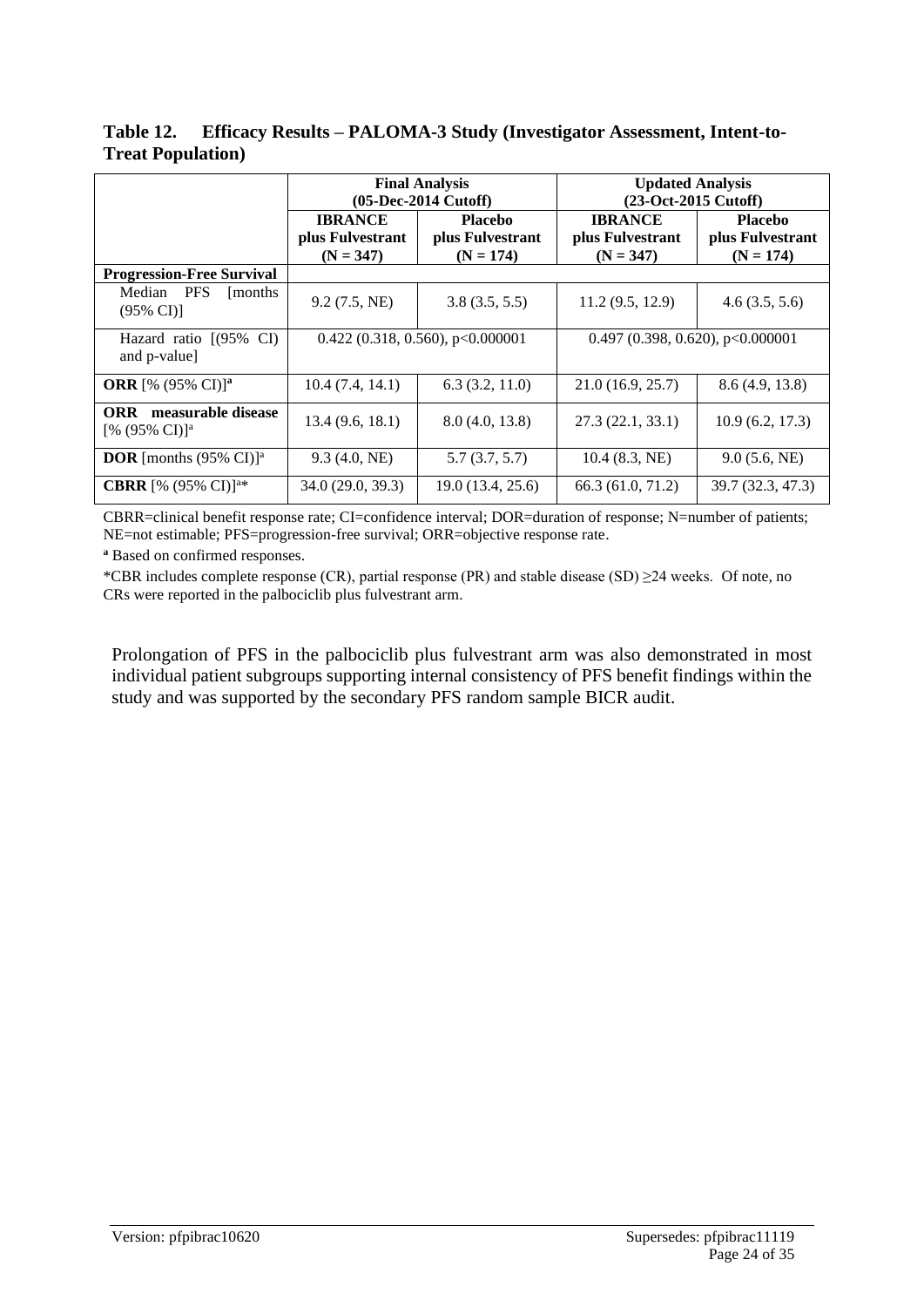**Table 12. Efficacy Results – PALOMA-3 Study (Investigator Assessment, Intent-to-Treat Population)**

| | **Final Analysis (05-Dec-2014 Cutoff)** | | **Updated Analysis (23-Oct-2015 Cutoff)** | |
|---|---|---|---|---|
| | **IBRANCE plus Fulvestrant (N = 347)** | **Placebo plus Fulvestrant (N = 174)** | **IBRANCE plus Fulvestrant (N = 347)** | **Placebo plus Fulvestrant (N = 174)** |
| **Progression-Free Survival** | | | | |
| Median PFS [months (95% CI)] | 9.2 (7.5, NE) | 3.8 (3.5, 5.5) | 11.2 (9.5, 12.9) | 4.6 (3.5, 5.6) |
| Hazard ratio [(95% CI) and p-value] | 0.422 (0.318, 0.560), p<0.000001 | | 0.497 (0.398, 0.620), p<0.000001 | |
| **ORR** [% (95% CI)][a] | 10.4 (7.4, 14.1) | 6.3 (3.2, 11.0) | 21.0 (16.9, 25.7) | 8.6 (4.9, 13.8) |
| **ORR measurable disease** [% (95% CI)][a] | 13.4 (9.6, 18.1) | 8.0 (4.0, 13.8) | 27.3 (22.1, 33.1) | 10.9 (6.2, 17.3) |
| **DOR** [months (95% CI)][a] | 9.3 (4.0, NE) | 5.7 (3.7, 5.7) | 10.4 (8.3, NE) | 9.0 (5.6, NE) |
| **CBRR** [% (95% CI)][a]* | 34.0 (29.0, 39.3) | 19.0 (13.4, 25.6) | 66.3 (61.0, 71.2) | 39.7 (32.3, 47.3) |

CBRR=clinical benefit response rate; CI=confidence interval; DOR=duration of response; N=number of patients; NE=not estimable; PFS=progression-free survival; ORR=objective response rate.

[a] Based on confirmed responses.

*CBR includes complete response (CR), partial response (PR) and stable disease (SD) ≥24 weeks. Of note, no CRs were reported in the palbociclib plus fulvestrant arm.

Prolongation of PFS in the palbociclib plus fulvestrant arm was also demonstrated in most individual patient subgroups supporting internal consistency of PFS benefit findings within the study and was supported by the secondary PFS random sample BICR audit.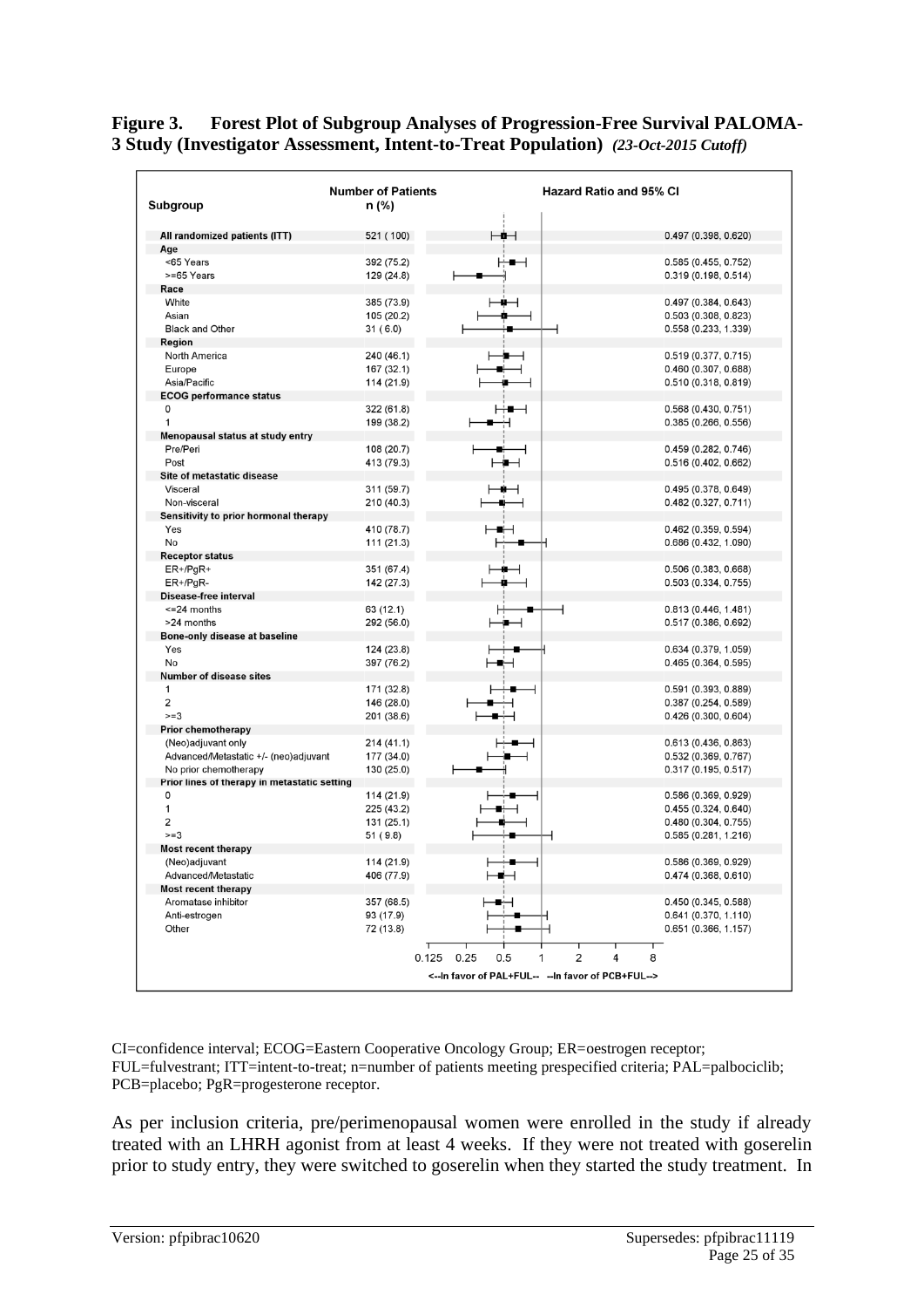**Figure 3. Forest Plot of Subgroup Analyses of Progression-Free Survival PALOMA-3 Study (Investigator Assessment, Intent-to-Treat Population)** ***(23-Oct-2015 Cutoff)***

| Subgroup | Number of Patients n (%) | Hazard Ratio and 95% CI |
|---|---|---|
| All randomized patients (ITT) | 521 ( 100) | 0.497 (0.398, 0.620) |
| **Age** | | |
| <65 Years | 392 (75.2) | 0.585 (0.455, 0.752) |
| >=65 Years | 129 (24.8) | 0.319 (0.198, 0.514) |
| **Race** | | |
| White | 385 (73.9) | 0.497 (0.384, 0.643) |
| Asian | 105 (20.2) | 0.503 (0.308, 0.823) |
| Black and Other | 31 ( 6.0) | 0.558 (0.233, 1.339) |
| **Region** | | |
| North America | 240 (46.1) | 0.519 (0.377, 0.715) |
| Europe | 167 (32.1) | 0.460 (0.307, 0.688) |
| Asia/Pacific | 114 (21.9) | 0.510 (0.318, 0.819) |
| **ECOG performance status** | | |
| 0 | 322 (61.8) | 0.568 (0.430, 0.751) |
| 1 | 199 (38.2) | 0.385 (0.266, 0.556) |
| **Menopausal status at study entry** | | |
| Pre/Peri | 108 (20.7) | 0.459 (0.282, 0.746) |
| Post | 413 (79.3) | 0.516 (0.402, 0.662) |
| **Site of metastatic disease** | | |
| Visceral | 311 (59.7) | 0.495 (0.378, 0.649) |
| Non-visceral | 210 (40.3) | 0.482 (0.327, 0.711) |
| **Sensitivity to prior hormonal therapy** | | |
| Yes | 410 (78.7) | 0.462 (0.359, 0.594) |
| No | 111 (21.3) | 0.686 (0.432, 1.090) |
| **Receptor status** | | |
| ER+/PgR+ | 351 (67.4) | 0.506 (0.383, 0.668) |
| ER+/PgR- | 142 (27.3) | 0.503 (0.334, 0.755) |
| **Disease-free interval** | | |
| <=24 months | 63 (12.1) | 0.813 (0.446, 1.481) |
| >24 months | 292 (56.0) | 0.517 (0.386, 0.692) |
| **Bone-only disease at baseline** | | |
| Yes | 124 (23.8) | 0.634 (0.379, 1.059) |
| No | 397 (76.2) | 0.465 (0.364, 0.595) |
| **Number of disease sites** | | |
| 1 | 171 (32.8) | 0.591 (0.393, 0.889) |
| 2 | 146 (28.0) | 0.387 (0.254, 0.589) |
| >=3 | 201 (38.6) | 0.426 (0.300, 0.604) |
| **Prior chemotherapy** | | |
| (Neo)adjuvant only | 214 (41.1) | 0.613 (0.436, 0.863) |
| Advanced/Metastatic +/- (neo)adjuvant | 177 (34.0) | 0.532 (0.369, 0.767) |
| No prior chemotherapy | 130 (25.0) | 0.317 (0.195, 0.517) |
| **Prior lines of therapy in metastatic setting** | | |
| 0 | 114 (21.9) | 0.586 (0.369, 0.929) |
| 1 | 225 (43.2) | 0.455 (0.324, 0.640) |
| 2 | 131 (25.1) | 0.480 (0.304, 0.755) |
| >=3 | 51 ( 9.8) | 0.585 (0.281, 1.216) |
| **Most recent therapy** | | |
| (Neo)adjuvant | 114 (21.9) | 0.586 (0.369, 0.929) |
| Advanced/Metastatic | 406 (77.9) | 0.474 (0.368, 0.610) |
| **Most recent therapy** | | |
| Aromatase inhibitor | 357 (68.5) | 0.450 (0.345, 0.588) |
| Anti-estrogen | 93 (17.9) | 0.641 (0.370, 1.110) |
| Other | 72 (13.8) | 0.651 (0.366, 1.157) |

Axis: 0.125 0.25 0.5 1 2 4 8

<--In favor of PAL+FUL-- --In favor of PCB+FUL-->

CI=confidence interval; ECOG=Eastern Cooperative Oncology Group; ER=oestrogen receptor; FUL=fulvestrant; ITT=intent-to-treat; n=number of patients meeting prespecified criteria; PAL=palbociclib; PCB=placebo; PgR=progesterone receptor.

As per inclusion criteria, pre/perimenopausal women were enrolled in the study if already treated with an LHRH agonist from at least 4 weeks. If they were not treated with goserelin prior to study entry, they were switched to goserelin when they started the study treatment. In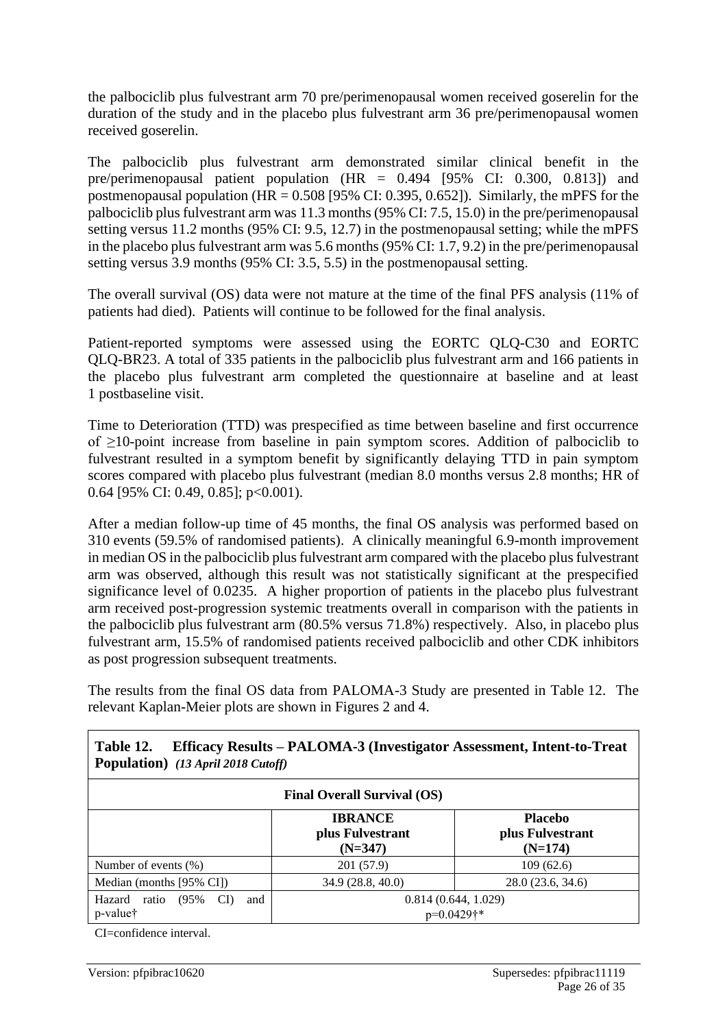the palbociclib plus fulvestrant arm 70 pre/perimenopausal women received goserelin for the duration of the study and in the placebo plus fulvestrant arm 36 pre/perimenopausal women received goserelin.

The palbociclib plus fulvestrant arm demonstrated similar clinical benefit in the pre/perimenopausal patient population (HR = 0.494 [95% CI: 0.300, 0.813]) and postmenopausal population (HR = 0.508 [95% CI: 0.395, 0.652]). Similarly, the mPFS for the palbociclib plus fulvestrant arm was 11.3 months (95% CI: 7.5, 15.0) in the pre/perimenopausal setting versus 11.2 months (95% CI: 9.5, 12.7) in the postmenopausal setting; while the mPFS in the placebo plus fulvestrant arm was 5.6 months (95% CI: 1.7, 9.2) in the pre/perimenopausal setting versus 3.9 months (95% CI: 3.5, 5.5) in the postmenopausal setting.

The overall survival (OS) data were not mature at the time of the final PFS analysis (11% of patients had died). Patients will continue to be followed for the final analysis.

Patient-reported symptoms were assessed using the EORTC QLQ-C30 and EORTC QLQ-BR23. A total of 335 patients in the palbociclib plus fulvestrant arm and 166 patients in the placebo plus fulvestrant arm completed the questionnaire at baseline and at least 1 postbaseline visit.

Time to Deterioration (TTD) was prespecified as time between baseline and first occurrence of ≥10-point increase from baseline in pain symptom scores. Addition of palbociclib to fulvestrant resulted in a symptom benefit by significantly delaying TTD in pain symptom scores compared with placebo plus fulvestrant (median 8.0 months versus 2.8 months; HR of 0.64 [95% CI: 0.49, 0.85]; $p<0.001$).

After a median follow-up time of 45 months, the final OS analysis was performed based on 310 events (59.5% of randomised patients). A clinically meaningful 6.9-month improvement in median OS in the palbociclib plus fulvestrant arm compared with the placebo plus fulvestrant arm was observed, although this result was not statistically significant at the prespecified significance level of 0.0235. A higher proportion of patients in the placebo plus fulvestrant arm received post-progression systemic treatments overall in comparison with the patients in the palbociclib plus fulvestrant arm (80.5% versus 71.8%) respectively. Also, in placebo plus fulvestrant arm, 15.5% of randomised patients received palbociclib and other CDK inhibitors as post progression subsequent treatments.

The results from the final OS data from PALOMA-3 Study are presented in Table 12. The relevant Kaplan-Meier plots are shown in Figures 2 and 4.

**Table 12. Efficacy Results – PALOMA-3 (Investigator Assessment, Intent-to-Treat Population)** ***(13 April 2018 Cutoff)***

| **Final Overall Survival (OS)** | | |
|---|---|---|
| | **IBRANCE plus Fulvestrant (N=347)** | **Placebo plus Fulvestrant (N=174)** |
| Number of events (%) | 201 (57.9) | 109 (62.6) |
| Median (months [95% CI]) | 34.9 (28.8, 40.0) | 28.0 (23.6, 34.6) |
| Hazard ratio (95% CI) and p-value† | 0.814 (0.644, 1.029) p=0.0429†* | |

CI=confidence interval.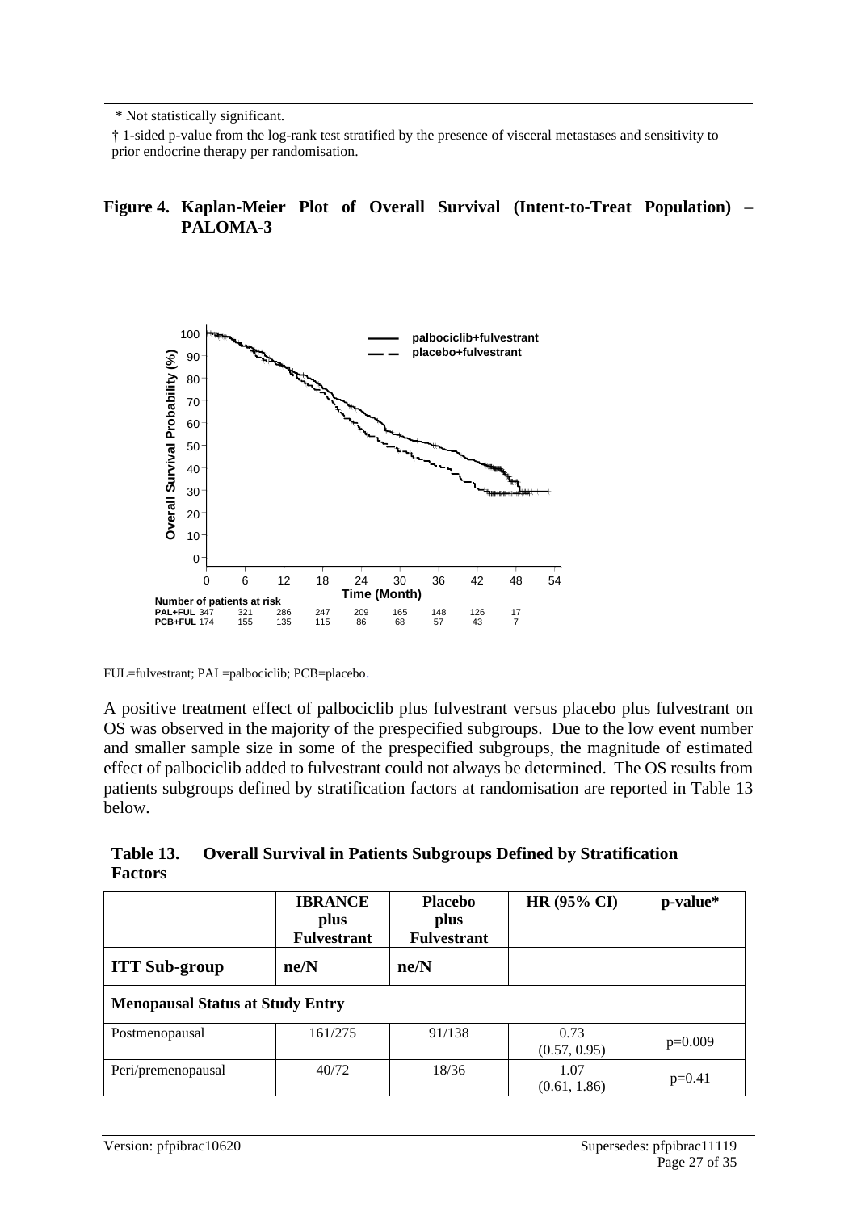\* Not statistically significant.

† 1-sided p-value from the log-rank test stratified by the presence of visceral metastases and sensitivity to prior endocrine therapy per randomisation.

**Figure 4. Kaplan-Meier Plot of Overall Survival (Intent-to-Treat Population) – PALOMA-3**

FUL=fulvestrant; PAL=palbociclib; PCB=placebo.

A positive treatment effect of palbociclib plus fulvestrant versus placebo plus fulvestrant on OS was observed in the majority of the prespecified subgroups. Due to the low event number and smaller sample size in some of the prespecified subgroups, the magnitude of estimated effect of palbociclib added to fulvestrant could not always be determined. The OS results from patients subgroups defined by stratification factors at randomisation are reported in Table 13 below.

**Table 13. Overall Survival in Patients Subgroups Defined by Stratification Factors**

| | IBRANCE plus Fulvestrant | Placebo plus Fulvestrant | HR (95% CI) | p-value* |
|---|---|---|---|---|
| **ITT Sub-group** | **ne/N** | **ne/N** | | |
| **Menopausal Status at Study Entry** | | | | |
| Postmenopausal | 161/275 | 91/138 | 0.73 (0.57, 0.95) | p=0.009 |
| Peri/premenopausal | 40/72 | 18/36 | 1.07 (0.61, 1.86) | p=0.41 |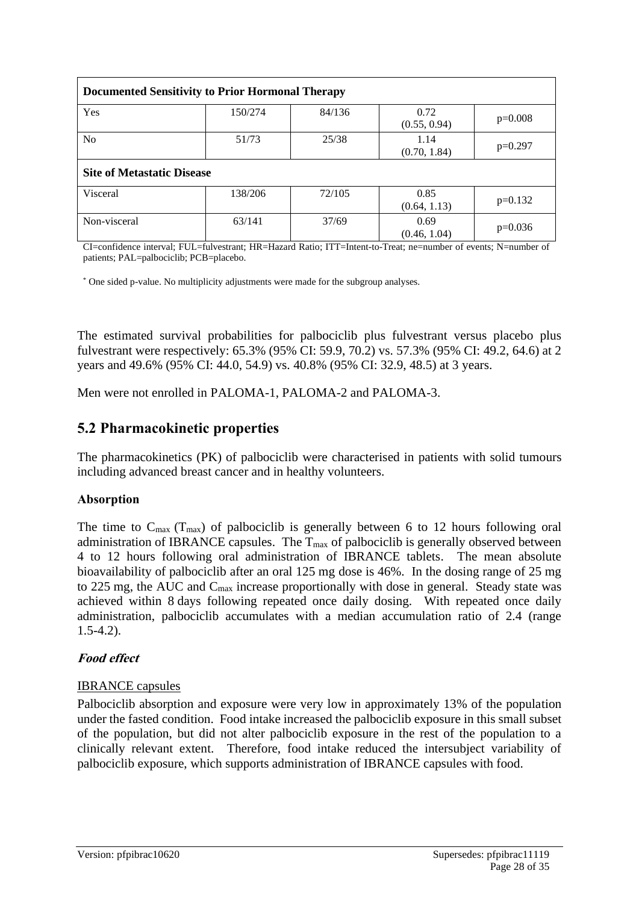| **Documented Sensitivity to Prior Hormonal Therapy** | | | | |
|---|---|---|---|---|
| Yes | 150/274 | 84/136 | 0.72 (0.55, 0.94) | p=0.008 |
| No | 51/73 | 25/38 | 1.14 (0.70, 1.84) | p=0.297 |
| **Site of Metastatic Disease** | | | | |
| Visceral | 138/206 | 72/105 | 0.85 (0.64, 1.13) | p=0.132 |
| Non-visceral | 63/141 | 37/69 | 0.69 (0.46, 1.04) | p=0.036 |

CI=confidence interval; FUL=fulvestrant; HR=Hazard Ratio; ITT=Intent-to-Treat; ne=number of events; N=number of patients; PAL=palbociclib; PCB=placebo.

* One sided p-value. No multiplicity adjustments were made for the subgroup analyses.

The estimated survival probabilities for palbociclib plus fulvestrant versus placebo plus fulvestrant were respectively: 65.3% (95% CI: 59.9, 70.2) vs. 57.3% (95% CI: 49.2, 64.6) at 2 years and 49.6% (95% CI: 44.0, 54.9) vs. 40.8% (95% CI: 32.9, 48.5) at 3 years.

Men were not enrolled in PALOMA-1, PALOMA-2 and PALOMA-3.

## 5.2 Pharmacokinetic properties

The pharmacokinetics (PK) of palbociclib were characterised in patients with solid tumours including advanced breast cancer and in healthy volunteers.

### Absorption

The time to $C_{max}$ ($T_{max}$) of palbociclib is generally between 6 to 12 hours following oral administration of IBRANCE capsules. The $T_{max}$ of palbociclib is generally observed between 4 to 12 hours following oral administration of IBRANCE tablets. The mean absolute bioavailability of palbociclib after an oral 125 mg dose is 46%. In the dosing range of 25 mg to 225 mg, the AUC and $C_{max}$ increase proportionally with dose in general. Steady state was achieved within 8 days following repeated once daily dosing. With repeated once daily administration, palbociclib accumulates with a median accumulation ratio of 2.4 (range 1.5-4.2).

#### *Food effect*

IBRANCE capsules

Palbociclib absorption and exposure were very low in approximately 13% of the population under the fasted condition. Food intake increased the palbociclib exposure in this small subset of the population, but did not alter palbociclib exposure in the rest of the population to a clinically relevant extent. Therefore, food intake reduced the intersubject variability of palbociclib exposure, which supports administration of IBRANCE capsules with food.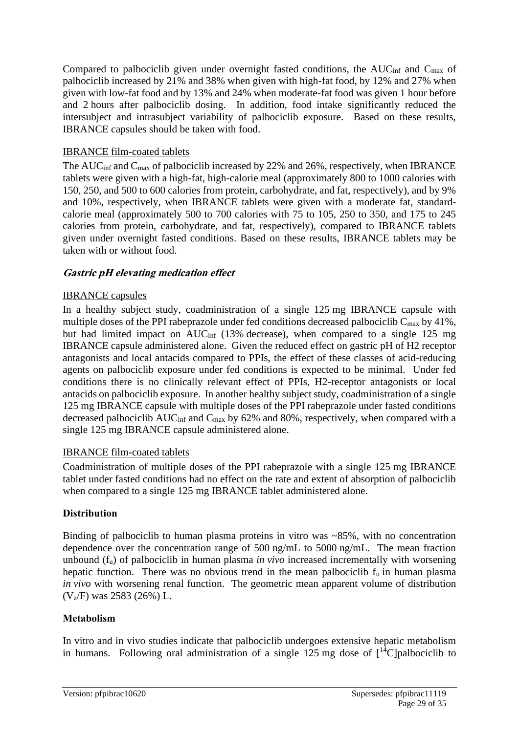Compared to palbociclib given under overnight fasted conditions, the $AUC_{inf}$ and $C_{max}$ of palbociclib increased by 21% and 38% when given with high-fat food, by 12% and 27% when given with low-fat food and by 13% and 24% when moderate-fat food was given 1 hour before and 2 hours after palbociclib dosing. In addition, food intake significantly reduced the intersubject and intrasubject variability of palbociclib exposure. Based on these results, IBRANCE capsules should be taken with food.

IBRANCE film-coated tablets

The $AUC_{inf}$ and $C_{max}$ of palbociclib increased by 22% and 26%, respectively, when IBRANCE tablets were given with a high-fat, high-calorie meal (approximately 800 to 1000 calories with 150, 250, and 500 to 600 calories from protein, carbohydrate, and fat, respectively), and by 9% and 10%, respectively, when IBRANCE tablets were given with a moderate fat, standard-calorie meal (approximately 500 to 700 calories with 75 to 105, 250 to 350, and 175 to 245 calories from protein, carbohydrate, and fat, respectively), compared to IBRANCE tablets given under overnight fasted conditions. Based on these results, IBRANCE tablets may be taken with or without food.

***Gastric pH elevating medication effect***

IBRANCE capsules

In a healthy subject study, coadministration of a single 125 mg IBRANCE capsule with multiple doses of the PPI rabeprazole under fed conditions decreased palbociclib $C_{max}$ by 41%, but had limited impact on $AUC_{inf}$ (13% decrease), when compared to a single 125 mg IBRANCE capsule administered alone. Given the reduced effect on gastric pH of H2 receptor antagonists and local antacids compared to PPIs, the effect of these classes of acid-reducing agents on palbociclib exposure under fed conditions is expected to be minimal. Under fed conditions there is no clinically relevant effect of PPIs, H2-receptor antagonists or local antacids on palbociclib exposure. In another healthy subject study, coadministration of a single 125 mg IBRANCE capsule with multiple doses of the PPI rabeprazole under fasted conditions decreased palbociclib $AUC_{inf}$ and $C_{max}$ by 62% and 80%, respectively, when compared with a single 125 mg IBRANCE capsule administered alone.

IBRANCE film-coated tablets

Coadministration of multiple doses of the PPI rabeprazole with a single 125 mg IBRANCE tablet under fasted conditions had no effect on the rate and extent of absorption of palbociclib when compared to a single 125 mg IBRANCE tablet administered alone.

**Distribution**

Binding of palbociclib to human plasma proteins in vitro was ~85%, with no concentration dependence over the concentration range of 500 ng/mL to 5000 ng/mL. The mean fraction unbound ($f_u$) of palbociclib in human plasma *in vivo* increased incrementally with worsening hepatic function. There was no obvious trend in the mean palbociclib $f_u$ in human plasma *in vivo* with worsening renal function. The geometric mean apparent volume of distribution ($V_z/F$) was 2583 (26%) L.

**Metabolism**

In vitro and in vivo studies indicate that palbociclib undergoes extensive hepatic metabolism in humans. Following oral administration of a single 125 mg dose of [$^{14}$C]palbociclib to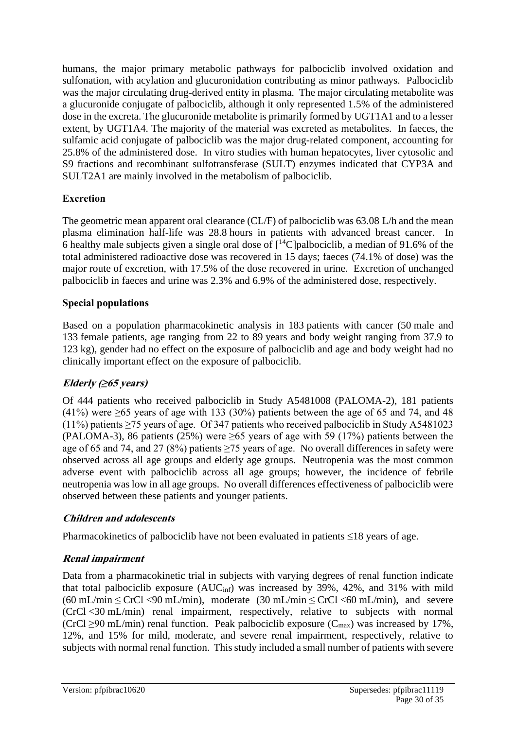humans, the major primary metabolic pathways for palbociclib involved oxidation and sulfonation, with acylation and glucuronidation contributing as minor pathways. Palbociclib was the major circulating drug-derived entity in plasma. The major circulating metabolite was a glucuronide conjugate of palbociclib, although it only represented 1.5% of the administered dose in the excreta. The glucuronide metabolite is primarily formed by UGT1A1 and to a lesser extent, by UGT1A4. The majority of the material was excreted as metabolites. In faeces, the sulfamic acid conjugate of palbociclib was the major drug-related component, accounting for 25.8% of the administered dose. In vitro studies with human hepatocytes, liver cytosolic and S9 fractions and recombinant sulfotransferase (SULT) enzymes indicated that CYP3A and SULT2A1 are mainly involved in the metabolism of palbociclib.

**Excretion**

The geometric mean apparent oral clearance (CL/F) of palbociclib was 63.08 L/h and the mean plasma elimination half-life was 28.8 hours in patients with advanced breast cancer. In 6 healthy male subjects given a single oral dose of [$^{14}C$]palbociclib, a median of 91.6% of the total administered radioactive dose was recovered in 15 days; faeces (74.1% of dose) was the major route of excretion, with 17.5% of the dose recovered in urine. Excretion of unchanged palbociclib in faeces and urine was 2.3% and 6.9% of the administered dose, respectively.

**Special populations**

Based on a population pharmacokinetic analysis in 183 patients with cancer (50 male and 133 female patients, age ranging from 22 to 89 years and body weight ranging from 37.9 to 123 kg), gender had no effect on the exposure of palbociclib and age and body weight had no clinically important effect on the exposure of palbociclib.

***Elderly (≥65 years)***

Of 444 patients who received palbociclib in Study A5481008 (PALOMA-2), 181 patients (41%) were ≥65 years of age with 133 (30%) patients between the age of 65 and 74, and 48 (11%) patients ≥75 years of age. Of 347 patients who received palbociclib in Study A5481023 (PALOMA-3), 86 patients (25%) were ≥65 years of age with 59 (17%) patients between the age of 65 and 74, and 27 (8%) patients ≥75 years of age. No overall differences in safety were observed across all age groups and elderly age groups. Neutropenia was the most common adverse event with palbociclib across all age groups; however, the incidence of febrile neutropenia was low in all age groups. No overall differences effectiveness of palbociclib were observed between these patients and younger patients.

***Children and adolescents***

Pharmacokinetics of palbociclib have not been evaluated in patients ≤18 years of age.

***Renal impairment***

Data from a pharmacokinetic trial in subjects with varying degrees of renal function indicate that total palbociclib exposure ($AUC_{inf}$) was increased by 39%, 42%, and 31% with mild (60 mL/min ≤ CrCl <90 mL/min), moderate (30 mL/min ≤ CrCl <60 mL/min), and severe (CrCl <30 mL/min) renal impairment, respectively, relative to subjects with normal (CrCl ≥90 mL/min) renal function. Peak palbociclib exposure ($C_{max}$) was increased by 17%, 12%, and 15% for mild, moderate, and severe renal impairment, respectively, relative to subjects with normal renal function. This study included a small number of patients with severe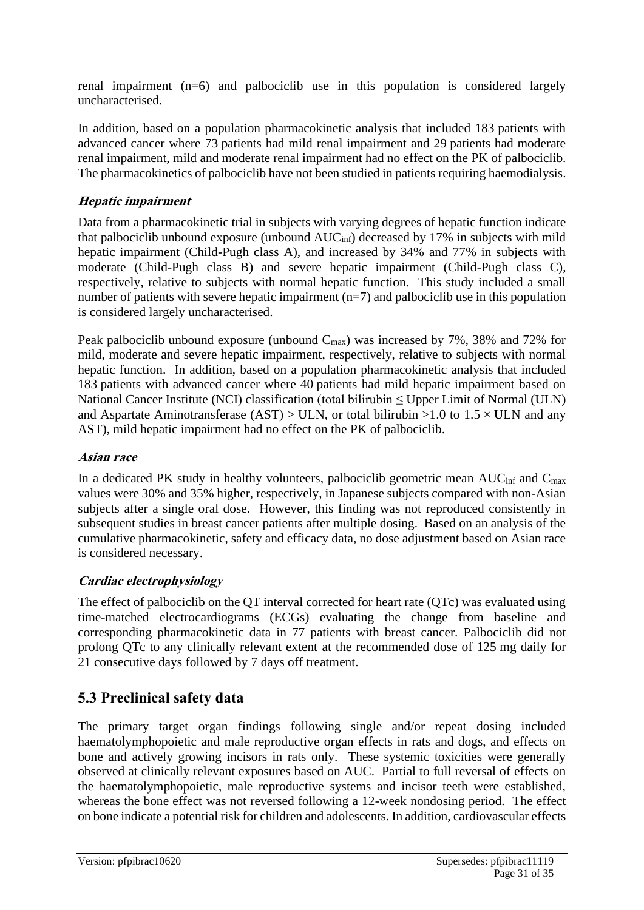renal impairment (n=6) and palbociclib use in this population is considered largely uncharacterised.

In addition, based on a population pharmacokinetic analysis that included 183 patients with advanced cancer where 73 patients had mild renal impairment and 29 patients had moderate renal impairment, mild and moderate renal impairment had no effect on the PK of palbociclib. The pharmacokinetics of palbociclib have not been studied in patients requiring haemodialysis.

### *Hepatic impairment*

Data from a pharmacokinetic trial in subjects with varying degrees of hepatic function indicate that palbociclib unbound exposure (unbound $AUC_{inf}$) decreased by 17% in subjects with mild hepatic impairment (Child-Pugh class A), and increased by 34% and 77% in subjects with moderate (Child-Pugh class B) and severe hepatic impairment (Child-Pugh class C), respectively, relative to subjects with normal hepatic function. This study included a small number of patients with severe hepatic impairment (n=7) and palbociclib use in this population is considered largely uncharacterised.

Peak palbociclib unbound exposure (unbound $C_{max}$) was increased by 7%, 38% and 72% for mild, moderate and severe hepatic impairment, respectively, relative to subjects with normal hepatic function. In addition, based on a population pharmacokinetic analysis that included 183 patients with advanced cancer where 40 patients had mild hepatic impairment based on National Cancer Institute (NCI) classification (total bilirubin $\leq$ Upper Limit of Normal (ULN) and Aspartate Aminotransferase (AST) > ULN, or total bilirubin >1.0 to 1.5 × ULN and any AST), mild hepatic impairment had no effect on the PK of palbociclib.

### *Asian race*

In a dedicated PK study in healthy volunteers, palbociclib geometric mean $AUC_{inf}$ and $C_{max}$ values were 30% and 35% higher, respectively, in Japanese subjects compared with non-Asian subjects after a single oral dose. However, this finding was not reproduced consistently in subsequent studies in breast cancer patients after multiple dosing. Based on an analysis of the cumulative pharmacokinetic, safety and efficacy data, no dose adjustment based on Asian race is considered necessary.

### *Cardiac electrophysiology*

The effect of palbociclib on the QT interval corrected for heart rate (QTc) was evaluated using time-matched electrocardiograms (ECGs) evaluating the change from baseline and corresponding pharmacokinetic data in 77 patients with breast cancer. Palbociclib did not prolong QTc to any clinically relevant extent at the recommended dose of 125 mg daily for 21 consecutive days followed by 7 days off treatment.

## 5.3 Preclinical safety data

The primary target organ findings following single and/or repeat dosing included haematolymphopoietic and male reproductive organ effects in rats and dogs, and effects on bone and actively growing incisors in rats only. These systemic toxicities were generally observed at clinically relevant exposures based on AUC. Partial to full reversal of effects on the haematolymphopoietic, male reproductive systems and incisor teeth were established, whereas the bone effect was not reversed following a 12-week nondosing period. The effect on bone indicate a potential risk for children and adolescents. In addition, cardiovascular effects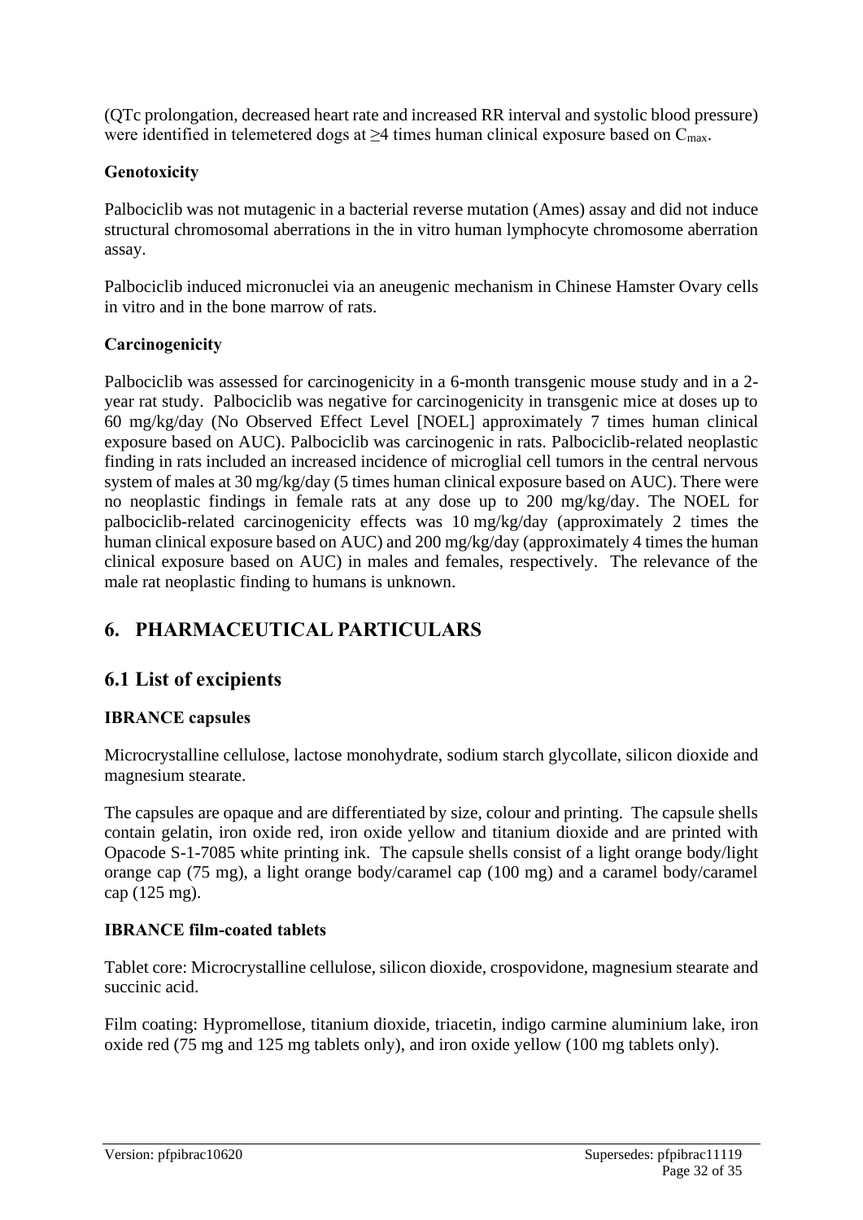(QTc prolongation, decreased heart rate and increased RR interval and systolic blood pressure) were identified in telemetered dogs at ≥4 times human clinical exposure based on $C_{max}$.

### Genotoxicity

Palbociclib was not mutagenic in a bacterial reverse mutation (Ames) assay and did not induce structural chromosomal aberrations in the in vitro human lymphocyte chromosome aberration assay.

Palbociclib induced micronuclei via an aneugenic mechanism in Chinese Hamster Ovary cells in vitro and in the bone marrow of rats.

### Carcinogenicity

Palbociclib was assessed for carcinogenicity in a 6-month transgenic mouse study and in a 2-year rat study. Palbociclib was negative for carcinogenicity in transgenic mice at doses up to 60 mg/kg/day (No Observed Effect Level [NOEL] approximately 7 times human clinical exposure based on AUC). Palbociclib was carcinogenic in rats. Palbociclib-related neoplastic finding in rats included an increased incidence of microglial cell tumors in the central nervous system of males at 30 mg/kg/day (5 times human clinical exposure based on AUC). There were no neoplastic findings in female rats at any dose up to 200 mg/kg/day. The NOEL for palbociclib-related carcinogenicity effects was 10 mg/kg/day (approximately 2 times the human clinical exposure based on AUC) and 200 mg/kg/day (approximately 4 times the human clinical exposure based on AUC) in males and females, respectively. The relevance of the male rat neoplastic finding to humans is unknown.

# 6. PHARMACEUTICAL PARTICULARS

## 6.1 List of excipients

### IBRANCE capsules

Microcrystalline cellulose, lactose monohydrate, sodium starch glycollate, silicon dioxide and magnesium stearate.

The capsules are opaque and are differentiated by size, colour and printing. The capsule shells contain gelatin, iron oxide red, iron oxide yellow and titanium dioxide and are printed with Opacode S-1-7085 white printing ink. The capsule shells consist of a light orange body/light orange cap (75 mg), a light orange body/caramel cap (100 mg) and a caramel body/caramel cap (125 mg).

### IBRANCE film-coated tablets

Tablet core: Microcrystalline cellulose, silicon dioxide, crospovidone, magnesium stearate and succinic acid.

Film coating: Hypromellose, titanium dioxide, triacetin, indigo carmine aluminium lake, iron oxide red (75 mg and 125 mg tablets only), and iron oxide yellow (100 mg tablets only).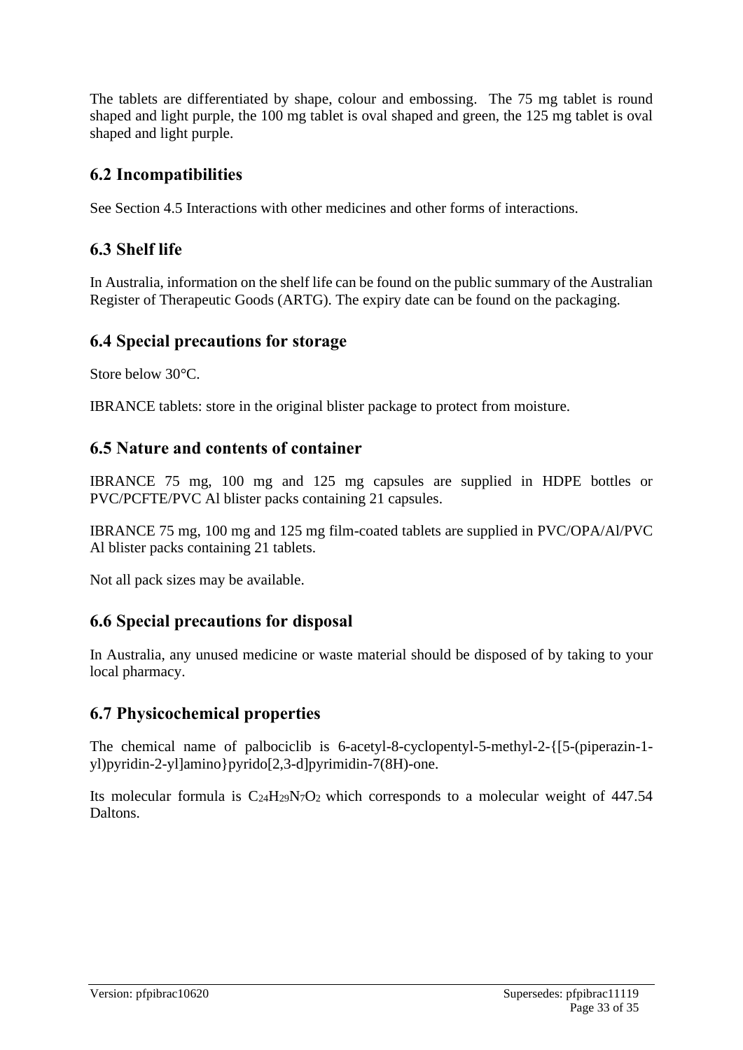The tablets are differentiated by shape, colour and embossing. The 75 mg tablet is round shaped and light purple, the 100 mg tablet is oval shaped and green, the 125 mg tablet is oval shaped and light purple.

## 6.2 Incompatibilities

See Section 4.5 Interactions with other medicines and other forms of interactions.

## 6.3 Shelf life

In Australia, information on the shelf life can be found on the public summary of the Australian Register of Therapeutic Goods (ARTG). The expiry date can be found on the packaging.

## 6.4 Special precautions for storage

Store below 30°C.

IBRANCE tablets: store in the original blister package to protect from moisture.

## 6.5 Nature and contents of container

IBRANCE 75 mg, 100 mg and 125 mg capsules are supplied in HDPE bottles or PVC/PCFTE/PVC Al blister packs containing 21 capsules.

IBRANCE 75 mg, 100 mg and 125 mg film-coated tablets are supplied in PVC/OPA/Al/PVC Al blister packs containing 21 tablets.

Not all pack sizes may be available.

## 6.6 Special precautions for disposal

In Australia, any unused medicine or waste material should be disposed of by taking to your local pharmacy.

## 6.7 Physicochemical properties

The chemical name of palbociclib is 6-acetyl-8-cyclopentyl-5-methyl-2-{[5-(piperazin-1-yl)pyridin-2-yl]amino}pyrido[2,3-d]pyrimidin-7(8H)-one.

Its molecular formula is $C_{24}H_{29}N_7O_2$ which corresponds to a molecular weight of 447.54 Daltons.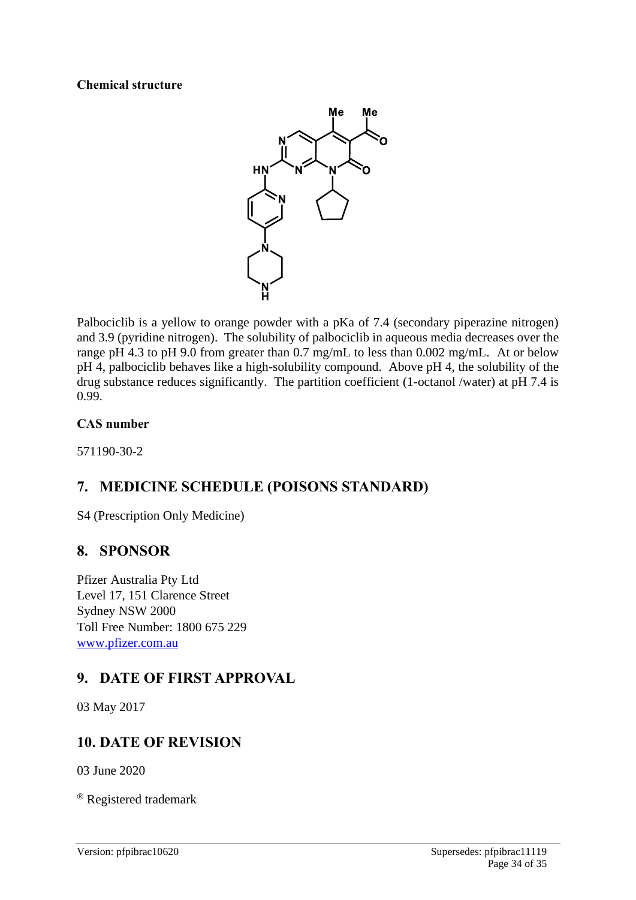**Chemical structure**

Palbociclib is a yellow to orange powder with a pKa of 7.4 (secondary piperazine nitrogen) and 3.9 (pyridine nitrogen). The solubility of palbociclib in aqueous media decreases over the range pH 4.3 to pH 9.0 from greater than 0.7 mg/mL to less than 0.002 mg/mL. At or below pH 4, palbociclib behaves like a high-solubility compound. Above pH 4, the solubility of the drug substance reduces significantly. The partition coefficient (1-octanol /water) at pH 7.4 is 0.99.

**CAS number**

571190-30-2

## 7. MEDICINE SCHEDULE (POISONS STANDARD)

S4 (Prescription Only Medicine)

## 8. SPONSOR

Pfizer Australia Pty Ltd
Level 17, 151 Clarence Street
Sydney NSW 2000
Toll Free Number: 1800 675 229
www.pfizer.com.au

## 9. DATE OF FIRST APPROVAL

03 May 2017

## 10. DATE OF REVISION

03 June 2020

® Registered trademark

Version: pfpibrac10620 Supersedes: pfpibrac11119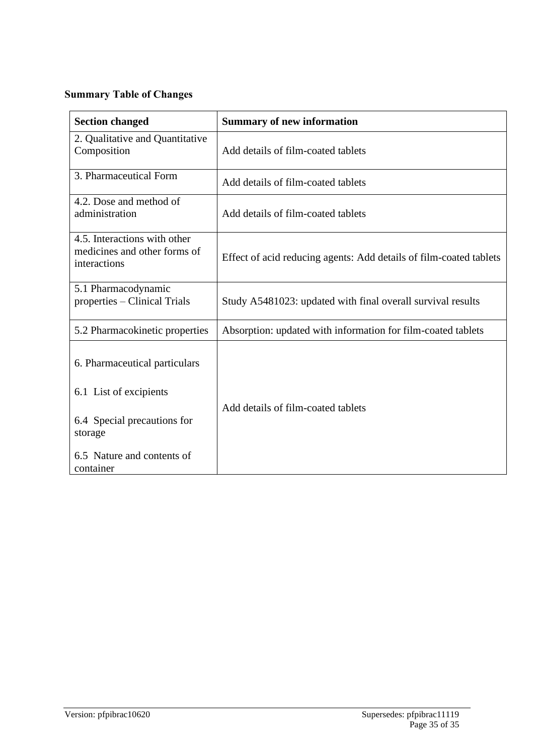**Summary Table of Changes**

| Section changed | Summary of new information |
|---|---|
| 2. Qualitative and Quantitative Composition | Add details of film-coated tablets |
| 3. Pharmaceutical Form | Add details of film-coated tablets |
| 4.2. Dose and method of administration | Add details of film-coated tablets |
| 4.5. Interactions with other medicines and other forms of interactions | Effect of acid reducing agents: Add details of film-coated tablets |
| 5.1 Pharmacodynamic properties – Clinical Trials | Study A5481023: updated with final overall survival results |
| 5.2 Pharmacokinetic properties | Absorption: updated with information for film-coated tablets |
| 6. Pharmaceutical particulars<br><br>6.1 List of excipients<br><br>6.4 Special precautions for storage<br><br>6.5 Nature and contents of container | Add details of film-coated tablets |

Version: pfpibrac10620 Supersedes: pfpibrac11119